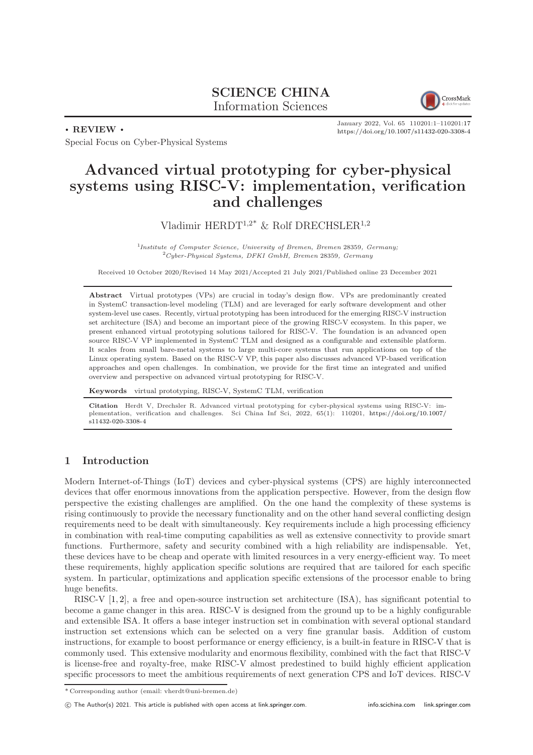**SCIENCE CHINA**
Information Sciences

• REVIEW •

January 2022, Vol. 65 110201:1–110201:17
https://doi.org/10.1007/s11432-020-3308-4

Special Focus on Cyber-Physical Systems

# Advanced virtual prototyping for cyber-physical systems using RISC-V: implementation, verification and challenges

Vladimir HERDT[1,2*] & Rolf DRECHSLER[1,2]

[1] *Institute of Computer Science, University of Bremen, Bremen 28359, Germany;*
[2] *Cyber-Physical Systems, DFKI GmbH, Bremen 28359, Germany*

Received 10 October 2020/Revised 14 May 2021/Accepted 21 July 2021/Published online 23 December 2021

**Abstract** Virtual prototypes (VPs) are crucial in today's design flow. VPs are predominantly created in SystemC transaction-level modeling (TLM) and are leveraged for early software development and other system-level use cases. Recently, virtual prototyping has been introduced for the emerging RISC-V instruction set architecture (ISA) and become an important piece of the growing RISC-V ecosystem. In this paper, we present enhanced virtual prototyping solutions tailored for RISC-V. The foundation is an advanced open source RISC-V VP implemented in SystemC TLM and designed as a configurable and extensible platform. It scales from small bare-metal systems to large multi-core systems that run applications on top of the Linux operating system. Based on the RISC-V VP, this paper also discusses advanced VP-based verification approaches and open challenges. In combination, we provide for the first time an integrated and unified overview and perspective on advanced virtual prototyping for RISC-V.

**Keywords** virtual prototyping, RISC-V, SystemC TLM, verification

**Citation** Herdt V, Drechsler R. Advanced virtual prototyping for cyber-physical systems using RISC-V: implementation, verification and challenges. Sci China Inf Sci, 2022, 65(1): 110201, https://doi.org/10.1007/s11432-020-3308-4

## 1 Introduction

Modern Internet-of-Things (IoT) devices and cyber-physical systems (CPS) are highly interconnected devices that offer enormous innovations from the application perspective. However, from the design flow perspective the existing challenges are amplified. On the one hand the complexity of these systems is rising continuously to provide the necessary functionality and on the other hand several conflicting design requirements need to be dealt with simultaneously. Key requirements include a high processing efficiency in combination with real-time computing capabilities as well as extensive connectivity to provide smart functions. Furthermore, safety and security combined with a high reliability are indispensable. Yet, these devices have to be cheap and operate with limited resources in a very energy-efficient way. To meet these requirements, highly application specific solutions are required that are tailored for each specific system. In particular, optimizations and application specific extensions of the processor enable to bring huge benefits.

RISC-V [1, 2], a free and open-source instruction set architecture (ISA), has significant potential to become a game changer in this area. RISC-V is designed from the ground up to be a highly configurable and extensible ISA. It offers a base integer instruction set in combination with several optional standard instruction set extensions which can be selected on a very fine granular basis. Addition of custom instructions, for example to boost performance or energy efficiency, is a built-in feature in RISC-V that is commonly used. This extensive modularity and enormous flexibility, combined with the fact that RISC-V is license-free and royalty-free, make RISC-V almost predestined to build highly efficient application specific processors to meet the ambitious requirements of next generation CPS and IoT devices. RISC-V

* Corresponding author (email: vherdt@uni-bremen.de)

© The Author(s) 2021. This article is published with open access at link.springer.com.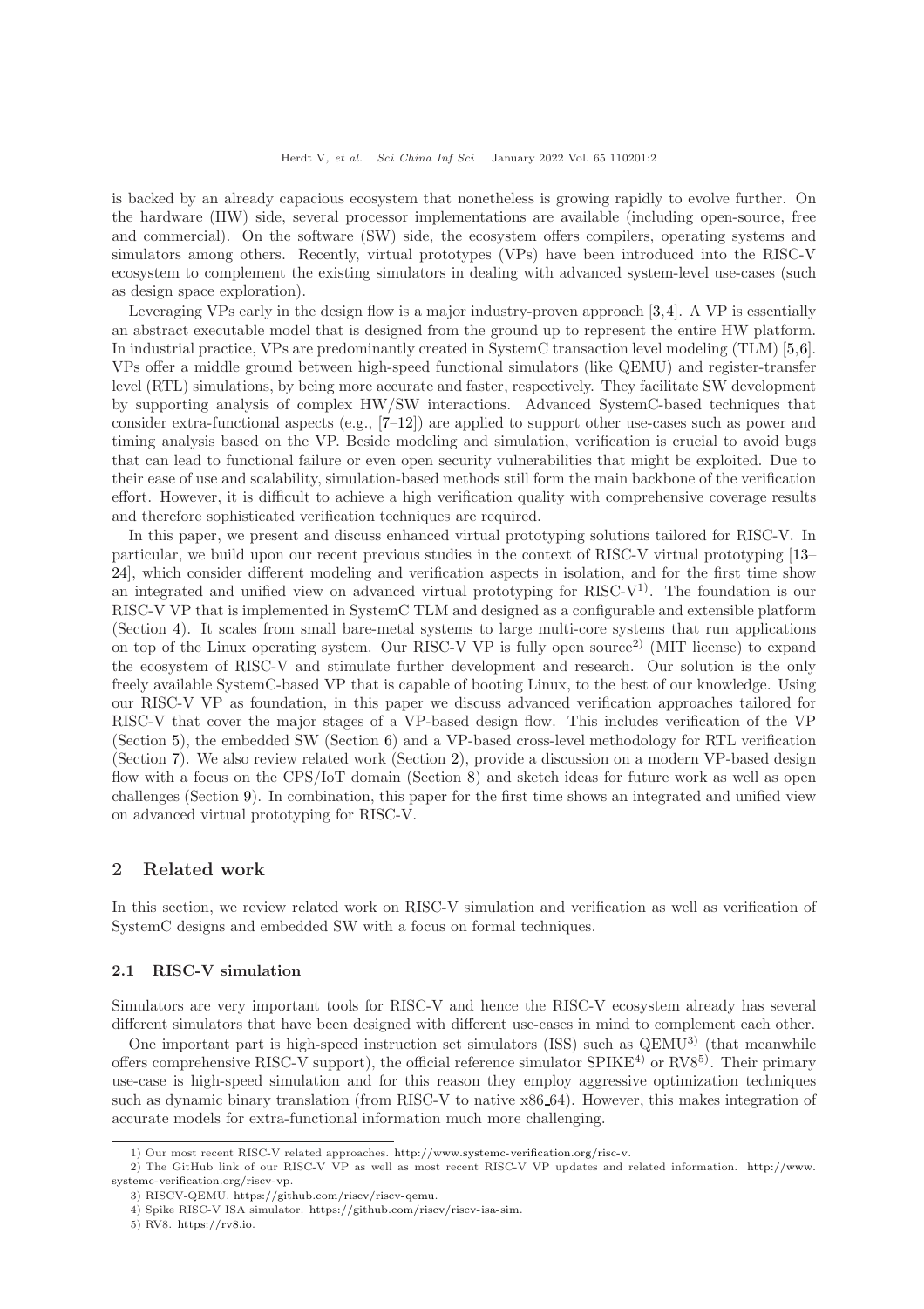is backed by an already capacious ecosystem that nonetheless is growing rapidly to evolve further. On the hardware (HW) side, several processor implementations are available (including open-source, free and commercial). On the software (SW) side, the ecosystem offers compilers, operating systems and simulators among others. Recently, virtual prototypes (VPs) have been introduced into the RISC-V ecosystem to complement the existing simulators in dealing with advanced system-level use-cases (such as design space exploration).

Leveraging VPs early in the design flow is a major industry-proven approach [3,4]. A VP is essentially an abstract executable model that is designed from the ground up to represent the entire HW platform. In industrial practice, VPs are predominantly created in SystemC transaction level modeling (TLM) [5,6]. VPs offer a middle ground between high-speed functional simulators (like QEMU) and register-transfer level (RTL) simulations, by being more accurate and faster, respectively. They facilitate SW development by supporting analysis of complex HW/SW interactions. Advanced SystemC-based techniques that consider extra-functional aspects (e.g., [7–12]) are applied to support other use-cases such as power and timing analysis based on the VP. Beside modeling and simulation, verification is crucial to avoid bugs that can lead to functional failure or even open security vulnerabilities that might be exploited. Due to their ease of use and scalability, simulation-based methods still form the main backbone of the verification effort. However, it is difficult to achieve a high verification quality with comprehensive coverage results and therefore sophisticated verification techniques are required.

In this paper, we present and discuss enhanced virtual prototyping solutions tailored for RISC-V. In particular, we build upon our recent previous studies in the context of RISC-V virtual prototyping [13–24], which consider different modeling and verification aspects in isolation, and for the first time show an integrated and unified view on advanced virtual prototyping for RISC-V[1]). The foundation is our RISC-V VP that is implemented in SystemC TLM and designed as a configurable and extensible platform (Section 4). It scales from small bare-metal systems to large multi-core systems that run applications on top of the Linux operating system. Our RISC-V VP is fully open source[2]) (MIT license) to expand the ecosystem of RISC-V and stimulate further development and research. Our solution is the only freely available SystemC-based VP that is capable of booting Linux, to the best of our knowledge. Using our RISC-V VP as foundation, in this paper we discuss advanced verification approaches tailored for RISC-V that cover the major stages of a VP-based design flow. This includes verification of the VP (Section 5), the embedded SW (Section 6) and a VP-based cross-level methodology for RTL verification (Section 7). We also review related work (Section 2), provide a discussion on a modern VP-based design flow with a focus on the CPS/IoT domain (Section 8) and sketch ideas for future work as well as open challenges (Section 9). In combination, this paper for the first time shows an integrated and unified view on advanced virtual prototyping for RISC-V.

## 2 Related work

In this section, we review related work on RISC-V simulation and verification as well as verification of SystemC designs and embedded SW with a focus on formal techniques.

### 2.1 RISC-V simulation

Simulators are very important tools for RISC-V and hence the RISC-V ecosystem already has several different simulators that have been designed with different use-cases in mind to complement each other.

One important part is high-speed instruction set simulators (ISS) such as QEMU[3]) (that meanwhile offers comprehensive RISC-V support), the official reference simulator SPIKE[4]) or RV8[5]). Their primary use-case is high-speed simulation and for this reason they employ aggressive optimization techniques such as dynamic binary translation (from RISC-V to native x86_64). However, this makes integration of accurate models for extra-functional information much more challenging.

---

1) Our most recent RISC-V related approaches. http://www.systemc-verification.org/risc-v.

2) The GitHub link of our RISC-V VP as well as most recent RISC-V VP updates and related information. http://www.systemc-verification.org/riscv-vp.

3) RISCV-QEMU. https://github.com/riscv/riscv-qemu.

4) Spike RISC-V ISA simulator. https://github.com/riscv/riscv-isa-sim.

5) RV8. https://rv8.io.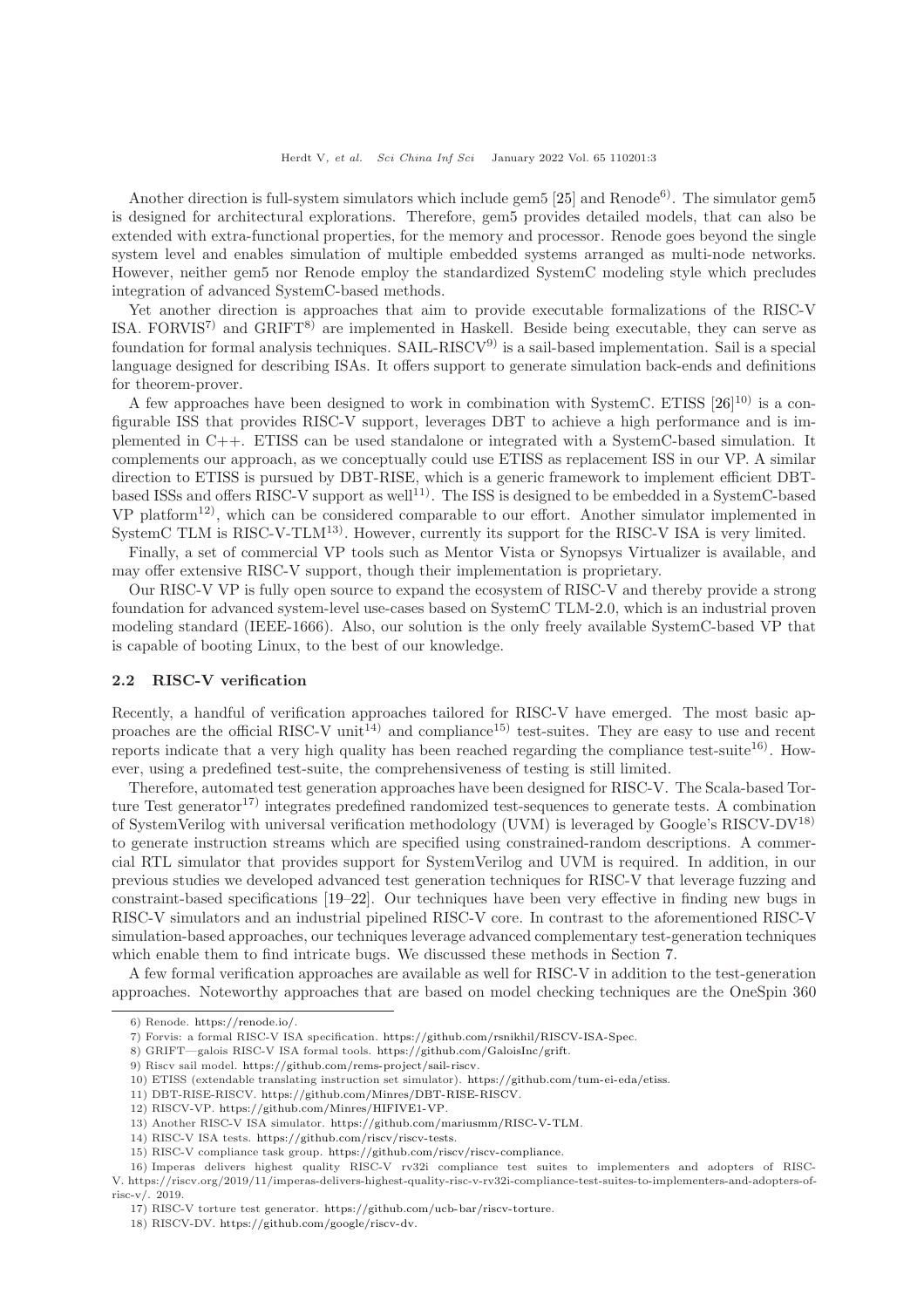Another direction is full-system simulators which include gem5 [25] and Renode[6]. The simulator gem5 is designed for architectural explorations. Therefore, gem5 provides detailed models, that can also be extended with extra-functional properties, for the memory and processor. Renode goes beyond the single system level and enables simulation of multiple embedded systems arranged as multi-node networks. However, neither gem5 nor Renode employ the standardized SystemC modeling style which precludes integration of advanced SystemC-based methods.

Yet another direction is approaches that aim to provide executable formalizations of the RISC-V ISA. FORVIS[7] and GRIFT[8] are implemented in Haskell. Beside being executable, they can serve as foundation for formal analysis techniques. SAIL-RISCV[9] is a sail-based implementation. Sail is a special language designed for describing ISAs. It offers support to generate simulation back-ends and definitions for theorem-prover.

A few approaches have been designed to work in combination with SystemC. ETISS [26][10] is a configurable ISS that provides RISC-V support, leverages DBT to achieve a high performance and is implemented in C++. ETISS can be used standalone or integrated with a SystemC-based simulation. It complements our approach, as we conceptually could use ETISS as replacement ISS in our VP. A similar direction to ETISS is pursued by DBT-RISE, which is a generic framework to implement efficient DBT-based ISSs and offers RISC-V support as well[11]. The ISS is designed to be embedded in a SystemC-based VP platform[12], which can be considered comparable to our effort. Another simulator implemented in SystemC TLM is RISC-V-TLM[13]. However, currently its support for the RISC-V ISA is very limited.

Finally, a set of commercial VP tools such as Mentor Vista or Synopsys Virtualizer is available, and may offer extensive RISC-V support, though their implementation is proprietary.

Our RISC-V VP is fully open source to expand the ecosystem of RISC-V and thereby provide a strong foundation for advanced system-level use-cases based on SystemC TLM-2.0, which is an industrial proven modeling standard (IEEE-1666). Also, our solution is the only freely available SystemC-based VP that is capable of booting Linux, to the best of our knowledge.

### 2.2 RISC-V verification

Recently, a handful of verification approaches tailored for RISC-V have emerged. The most basic approaches are the official RISC-V unit[14] and compliance[15] test-suites. They are easy to use and recent reports indicate that a very high quality has been reached regarding the compliance test-suite[16]. However, using a predefined test-suite, the comprehensiveness of testing is still limited.

Therefore, automated test generation approaches have been designed for RISC-V. The Scala-based Torture Test generator[17] integrates predefined randomized test-sequences to generate tests. A combination of SystemVerilog with universal verification methodology (UVM) is leveraged by Google's RISCV-DV[18] to generate instruction streams which are specified using constrained-random descriptions. A commercial RTL simulator that provides support for SystemVerilog and UVM is required. In addition, in our previous studies we developed advanced test generation techniques for RISC-V that leverage fuzzing and constraint-based specifications [19–22]. Our techniques have been very effective in finding new bugs in RISC-V simulators and an industrial pipelined RISC-V core. In contrast to the aforementioned RISC-V simulation-based approaches, our techniques leverage advanced complementary test-generation techniques which enable them to find intricate bugs. We discussed these methods in Section 7.

A few formal verification approaches are available as well for RISC-V in addition to the test-generation approaches. Noteworthy approaches that are based on model checking techniques are the OneSpin 360

---

6) Renode. https://renode.io/.

7) Forvis: a formal RISC-V ISA specification. https://github.com/rsnikhil/RISCV-ISA-Spec.

8) GRIFT—galois RISC-V ISA formal tools. https://github.com/GaloisInc/grift.

9) Riscv sail model. https://github.com/rems-project/sail-riscv.

10) ETISS (extendable translating instruction set simulator). https://github.com/tum-ei-eda/etiss.

11) DBT-RISE-RISCV. https://github.com/Minres/DBT-RISE-RISCV.

12) RISCV-VP. https://github.com/Minres/HIFIVE1-VP.

13) Another RISC-V ISA simulator. https://github.com/mariusmm/RISC-V-TLM.

14) RISC-V ISA tests. https://github.com/riscv/riscv-tests.

15) RISC-V compliance task group. https://github.com/riscv/riscv-compliance.

16) Imperas delivers highest quality RISC-V rv32i compliance test suites to implementers and adopters of RISC-V. https://riscv.org/2019/11/imperas-delivers-highest-quality-risc-v-rv32i-compliance-test-suites-to-implementers-and-adopters-of-risc-v/. 2019.

17) RISC-V torture test generator. https://github.com/ucb-bar/riscv-torture.

18) RISCV-DV. https://github.com/google/riscv-dv.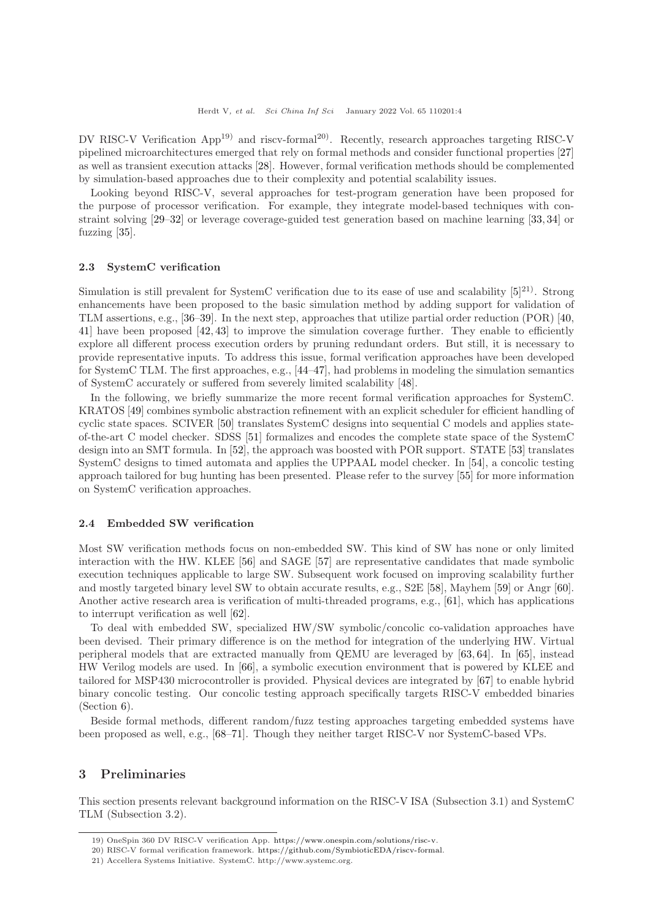DV RISC-V Verification App[19] and riscv-formal[20]. Recently, research approaches targeting RISC-V pipelined microarchitectures emerged that rely on formal methods and consider functional properties [27] as well as transient execution attacks [28]. However, formal verification methods should be complemented by simulation-based approaches due to their complexity and potential scalability issues.

Looking beyond RISC-V, several approaches for test-program generation have been proposed for the purpose of processor verification. For example, they integrate model-based techniques with constraint solving [29–32] or leverage coverage-guided test generation based on machine learning [33, 34] or fuzzing [35].

### 2.3 SystemC verification

Simulation is still prevalent for SystemC verification due to its ease of use and scalability [5][21]. Strong enhancements have been proposed to the basic simulation method by adding support for validation of TLM assertions, e.g., [36–39]. In the next step, approaches that utilize partial order reduction (POR) [40, 41] have been proposed [42, 43] to improve the simulation coverage further. They enable to efficiently explore all different process execution orders by pruning redundant orders. But still, it is necessary to provide representative inputs. To address this issue, formal verification approaches have been developed for SystemC TLM. The first approaches, e.g., [44–47], had problems in modeling the simulation semantics of SystemC accurately or suffered from severely limited scalability [48].

In the following, we briefly summarize the more recent formal verification approaches for SystemC. KRATOS [49] combines symbolic abstraction refinement with an explicit scheduler for efficient handling of cyclic state spaces. SCIVER [50] translates SystemC designs into sequential C models and applies state-of-the-art C model checker. SDSS [51] formalizes and encodes the complete state space of the SystemC design into an SMT formula. In [52], the approach was boosted with POR support. STATE [53] translates SystemC designs to timed automata and applies the UPPAAL model checker. In [54], a concolic testing approach tailored for bug hunting has been presented. Please refer to the survey [55] for more information on SystemC verification approaches.

### 2.4 Embedded SW verification

Most SW verification methods focus on non-embedded SW. This kind of SW has none or only limited interaction with the HW. KLEE [56] and SAGE [57] are representative candidates that made symbolic execution techniques applicable to large SW. Subsequent work focused on improving scalability further and mostly targeted binary level SW to obtain accurate results, e.g., S2E [58], Mayhem [59] or Angr [60]. Another active research area is verification of multi-threaded programs, e.g., [61], which has applications to interrupt verification as well [62].

To deal with embedded SW, specialized HW/SW symbolic/concolic co-validation approaches have been devised. Their primary difference is on the method for integration of the underlying HW. Virtual peripheral models that are extracted manually from QEMU are leveraged by [63, 64]. In [65], instead HW Verilog models are used. In [66], a symbolic execution environment that is powered by KLEE and tailored for MSP430 microcontroller is provided. Physical devices are integrated by [67] to enable hybrid binary concolic testing. Our concolic testing approach specifically targets RISC-V embedded binaries (Section 6).

Beside formal methods, different random/fuzz testing approaches targeting embedded systems have been proposed as well, e.g., [68–71]. Though they neither target RISC-V nor SystemC-based VPs.

## 3 Preliminaries

This section presents relevant background information on the RISC-V ISA (Subsection 3.1) and SystemC TLM (Subsection 3.2).

---

19) OneSpin 360 DV RISC-V verification App. https://www.onespin.com/solutions/risc-v.

20) RISC-V formal verification framework. https://github.com/SymbioticEDA/riscv-formal.

21) Accellera Systems Initiative. SystemC. http://www.systemc.org.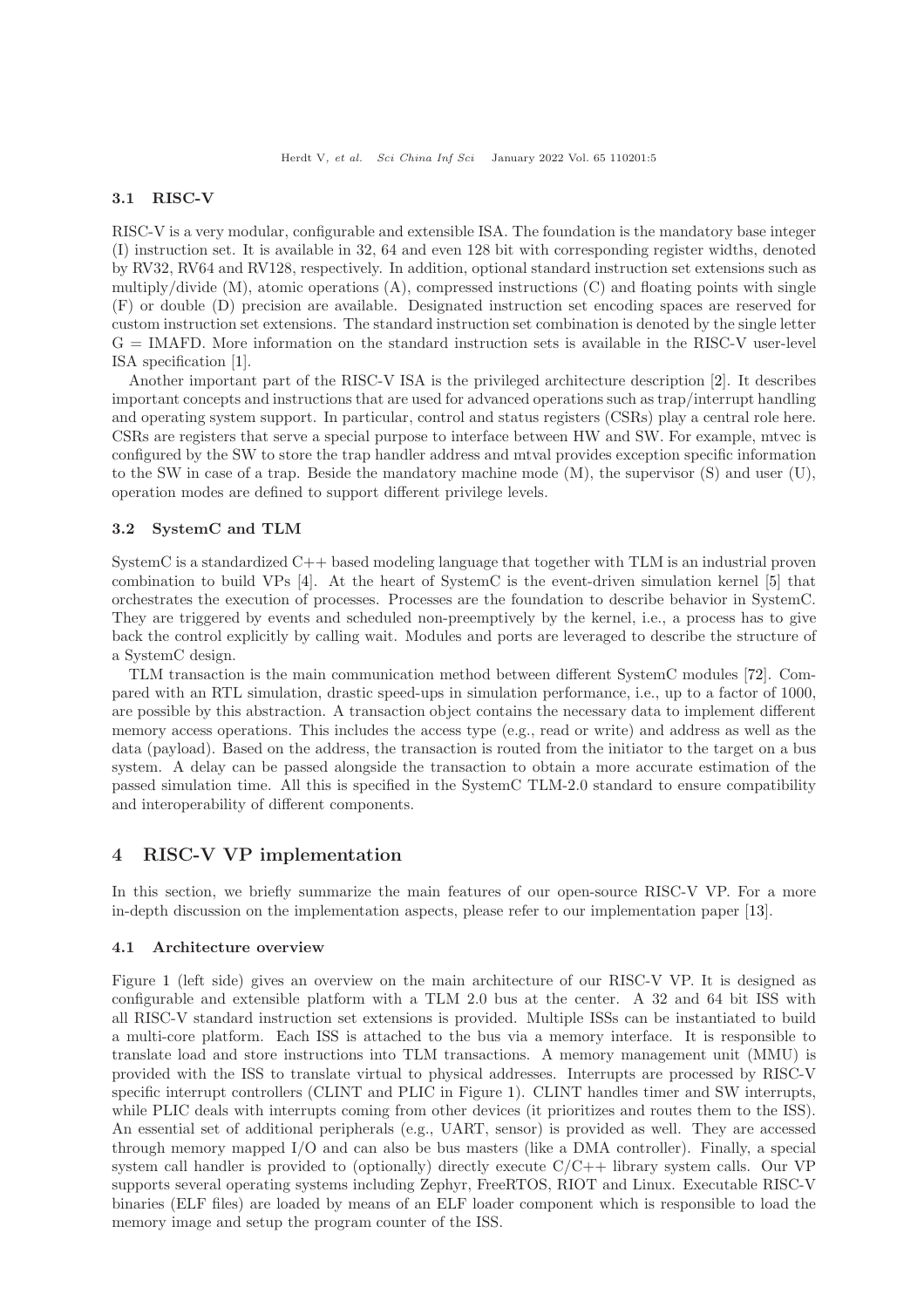### 3.1 RISC-V

RISC-V is a very modular, configurable and extensible ISA. The foundation is the mandatory base integer (I) instruction set. It is available in 32, 64 and even 128 bit with corresponding register widths, denoted by RV32, RV64 and RV128, respectively. In addition, optional standard instruction set extensions such as multiply/divide (M), atomic operations (A), compressed instructions (C) and floating points with single (F) or double (D) precision are available. Designated instruction set encoding spaces are reserved for custom instruction set extensions. The standard instruction set combination is denoted by the single letter G = IMAFD. More information on the standard instruction sets is available in the RISC-V user-level ISA specification [1].

Another important part of the RISC-V ISA is the privileged architecture description [2]. It describes important concepts and instructions that are used for advanced operations such as trap/interrupt handling and operating system support. In particular, control and status registers (CSRs) play a central role here. CSRs are registers that serve a special purpose to interface between HW and SW. For example, mtvec is configured by the SW to store the trap handler address and mtval provides exception specific information to the SW in case of a trap. Beside the mandatory machine mode (M), the supervisor (S) and user (U), operation modes are defined to support different privilege levels.

### 3.2 SystemC and TLM

SystemC is a standardized C++ based modeling language that together with TLM is an industrial proven combination to build VPs [4]. At the heart of SystemC is the event-driven simulation kernel [5] that orchestrates the execution of processes. Processes are the foundation to describe behavior in SystemC. They are triggered by events and scheduled non-preemptively by the kernel, i.e., a process has to give back the control explicitly by calling wait. Modules and ports are leveraged to describe the structure of a SystemC design.

TLM transaction is the main communication method between different SystemC modules [72]. Compared with an RTL simulation, drastic speed-ups in simulation performance, i.e., up to a factor of 1000, are possible by this abstraction. A transaction object contains the necessary data to implement different memory access operations. This includes the access type (e.g., read or write) and address as well as the data (payload). Based on the address, the transaction is routed from the initiator to the target on a bus system. A delay can be passed alongside the transaction to obtain a more accurate estimation of the passed simulation time. All this is specified in the SystemC TLM-2.0 standard to ensure compatibility and interoperability of different components.

## 4 RISC-V VP implementation

In this section, we briefly summarize the main features of our open-source RISC-V VP. For a more in-depth discussion on the implementation aspects, please refer to our implementation paper [13].

### 4.1 Architecture overview

Figure 1 (left side) gives an overview on the main architecture of our RISC-V VP. It is designed as configurable and extensible platform with a TLM 2.0 bus at the center. A 32 and 64 bit ISS with all RISC-V standard instruction set extensions is provided. Multiple ISSs can be instantiated to build a multi-core platform. Each ISS is attached to the bus via a memory interface. It is responsible to translate load and store instructions into TLM transactions. A memory management unit (MMU) is provided with the ISS to translate virtual to physical addresses. Interrupts are processed by RISC-V specific interrupt controllers (CLINT and PLIC in Figure 1). CLINT handles timer and SW interrupts, while PLIC deals with interrupts coming from other devices (it prioritizes and routes them to the ISS). An essential set of additional peripherals (e.g., UART, sensor) is provided as well. They are accessed through memory mapped I/O and can also be bus masters (like a DMA controller). Finally, a special system call handler is provided to (optionally) directly execute C/C++ library system calls. Our VP supports several operating systems including Zephyr, FreeRTOS, RIOT and Linux. Executable RISC-V binaries (ELF files) are loaded by means of an ELF loader component which is responsible to load the memory image and setup the program counter of the ISS.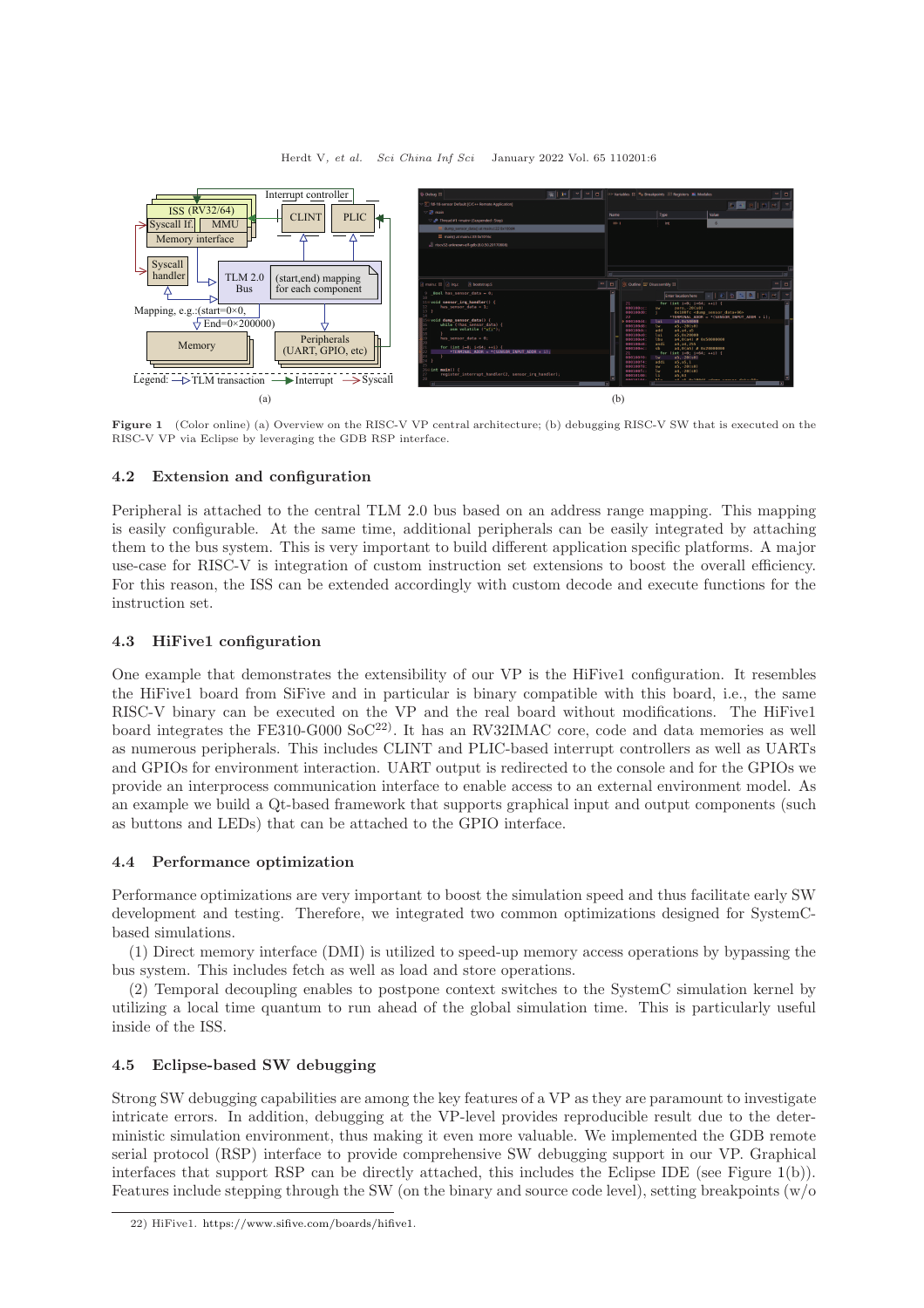Figure 1 (Color online) (a) Overview on the RISC-V VP central architecture; (b) debugging RISC-V SW that is executed on the RISC-V VP via Eclipse by leveraging the GDB RSP interface.

### 4.2 Extension and configuration

Peripheral is attached to the central TLM 2.0 bus based on an address range mapping. This mapping is easily configurable. At the same time, additional peripherals can be easily integrated by attaching them to the bus system. This is very important to build different application specific platforms. A major use-case for RISC-V is integration of custom instruction set extensions to boost the overall efficiency. For this reason, the ISS can be extended accordingly with custom decode and execute functions for the instruction set.

### 4.3 HiFive1 configuration

One example that demonstrates the extensibility of our VP is the HiFive1 configuration. It resembles the HiFive1 board from SiFive and in particular is binary compatible with this board, i.e., the same RISC-V binary can be executed on the VP and the real board without modifications. The HiFive1 board integrates the FE310-G000 SoC[22]. It has an RV32IMAC core, code and data memories as well as numerous peripherals. This includes CLINT and PLIC-based interrupt controllers as well as UARTs and GPIOs for environment interaction. UART output is redirected to the console and for the GPIOs we provide an interprocess communication interface to enable access to an external environment model. As an example we build a Qt-based framework that supports graphical input and output components (such as buttons and LEDs) that can be attached to the GPIO interface.

### 4.4 Performance optimization

Performance optimizations are very important to boost the simulation speed and thus facilitate early SW development and testing. Therefore, we integrated two common optimizations designed for SystemC-based simulations.

(1) Direct memory interface (DMI) is utilized to speed-up memory access operations by bypassing the bus system. This includes fetch as well as load and store operations.

(2) Temporal decoupling enables to postpone context switches to the SystemC simulation kernel by utilizing a local time quantum to run ahead of the global simulation time. This is particularly useful inside of the ISS.

### 4.5 Eclipse-based SW debugging

Strong SW debugging capabilities are among the key features of a VP as they are paramount to investigate intricate errors. In addition, debugging at the VP-level provides reproducible result due to the deterministic simulation environment, thus making it even more valuable. We implemented the GDB remote serial protocol (RSP) interface to provide comprehensive SW debugging support in our VP. Graphical interfaces that support RSP can be directly attached, this includes the Eclipse IDE (see Figure 1(b)). Features include stepping through the SW (on the binary and source code level), setting breakpoints (w/o

22) HiFive1. https://www.sifive.com/boards/hifive1.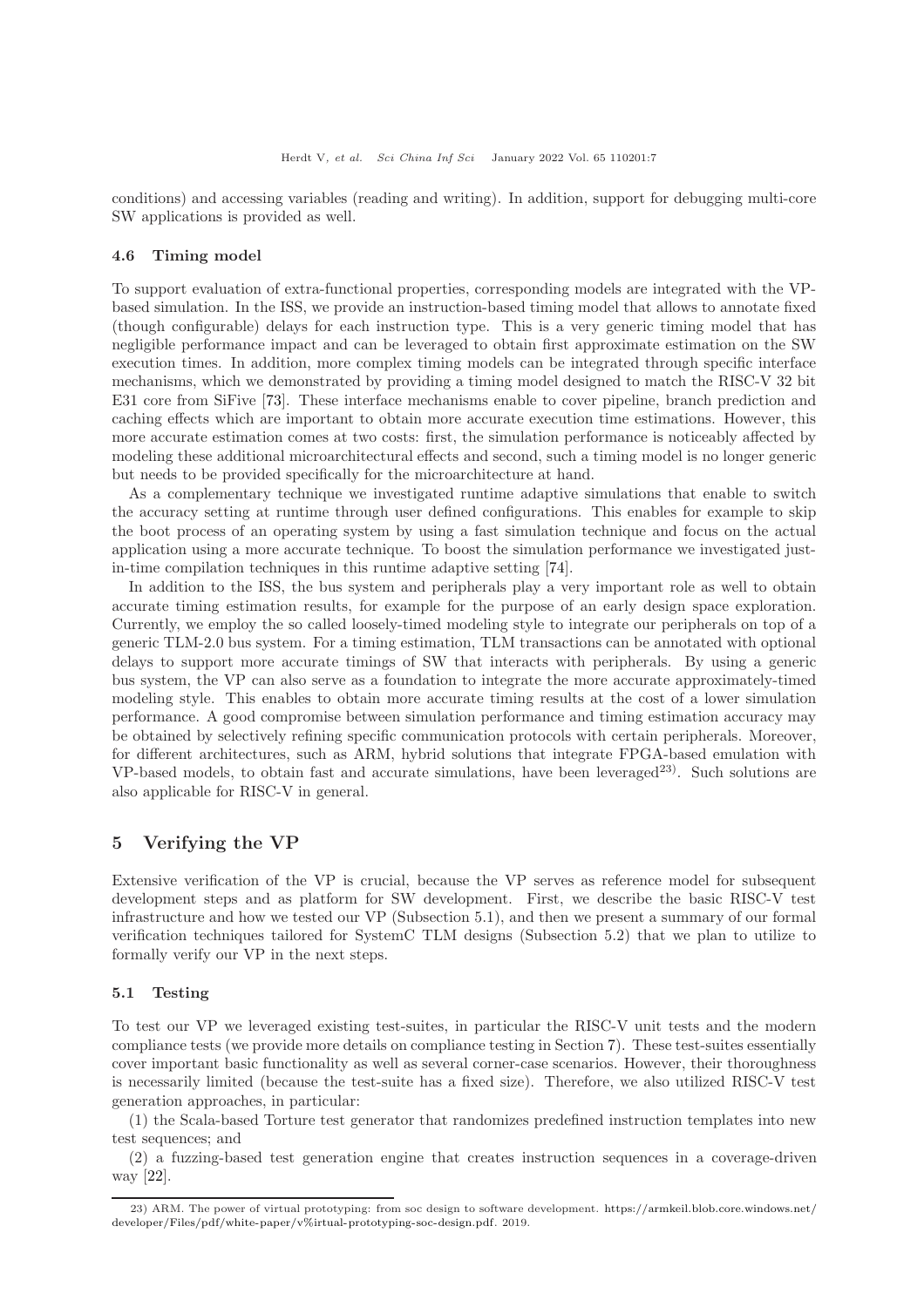conditions) and accessing variables (reading and writing). In addition, support for debugging multi-core SW applications is provided as well.

### 4.6 Timing model

To support evaluation of extra-functional properties, corresponding models are integrated with the VP-based simulation. In the ISS, we provide an instruction-based timing model that allows to annotate fixed (though configurable) delays for each instruction type. This is a very generic timing model that has negligible performance impact and can be leveraged to obtain first approximate estimation on the SW execution times. In addition, more complex timing models can be integrated through specific interface mechanisms, which we demonstrated by providing a timing model designed to match the RISC-V 32 bit E31 core from SiFive [73]. These interface mechanisms enable to cover pipeline, branch prediction and caching effects which are important to obtain more accurate execution time estimations. However, this more accurate estimation comes at two costs: first, the simulation performance is noticeably affected by modeling these additional microarchitectural effects and second, such a timing model is no longer generic but needs to be provided specifically for the microarchitecture at hand.

As a complementary technique we investigated runtime adaptive simulations that enable to switch the accuracy setting at runtime through user defined configurations. This enables for example to skip the boot process of an operating system by using a fast simulation technique and focus on the actual application using a more accurate technique. To boost the simulation performance we investigated just-in-time compilation techniques in this runtime adaptive setting [74].

In addition to the ISS, the bus system and peripherals play a very important role as well to obtain accurate timing estimation results, for example for the purpose of an early design space exploration. Currently, we employ the so called loosely-timed modeling style to integrate our peripherals on top of a generic TLM-2.0 bus system. For a timing estimation, TLM transactions can be annotated with optional delays to support more accurate timings of SW that interacts with peripherals. By using a generic bus system, the VP can also serve as a foundation to integrate the more accurate approximately-timed modeling style. This enables to obtain more accurate timing results at the cost of a lower simulation performance. A good compromise between simulation performance and timing estimation accuracy may be obtained by selectively refining specific communication protocols with certain peripherals. Moreover, for different architectures, such as ARM, hybrid solutions that integrate FPGA-based emulation with VP-based models, to obtain fast and accurate simulations, have been leveraged[23]. Such solutions are also applicable for RISC-V in general.

## 5 Verifying the VP

Extensive verification of the VP is crucial, because the VP serves as reference model for subsequent development steps and as platform for SW development. First, we describe the basic RISC-V test infrastructure and how we tested our VP (Subsection 5.1), and then we present a summary of our formal verification techniques tailored for SystemC TLM designs (Subsection 5.2) that we plan to utilize to formally verify our VP in the next steps.

### 5.1 Testing

To test our VP we leveraged existing test-suites, in particular the RISC-V unit tests and the modern compliance tests (we provide more details on compliance testing in Section 7). These test-suites essentially cover important basic functionality as well as several corner-case scenarios. However, their thoroughness is necessarily limited (because the test-suite has a fixed size). Therefore, we also utilized RISC-V test generation approaches, in particular:

(1) the Scala-based Torture test generator that randomizes predefined instruction templates into new test sequences; and

(2) a fuzzing-based test generation engine that creates instruction sequences in a coverage-driven way [22].

---

23) ARM. The power of virtual prototyping: from soc design to software development. https://armkeil.blob.core.windows.net/developer/Files/pdf/white-paper/v%irtual-prototyping-soc-design.pdf. 2019.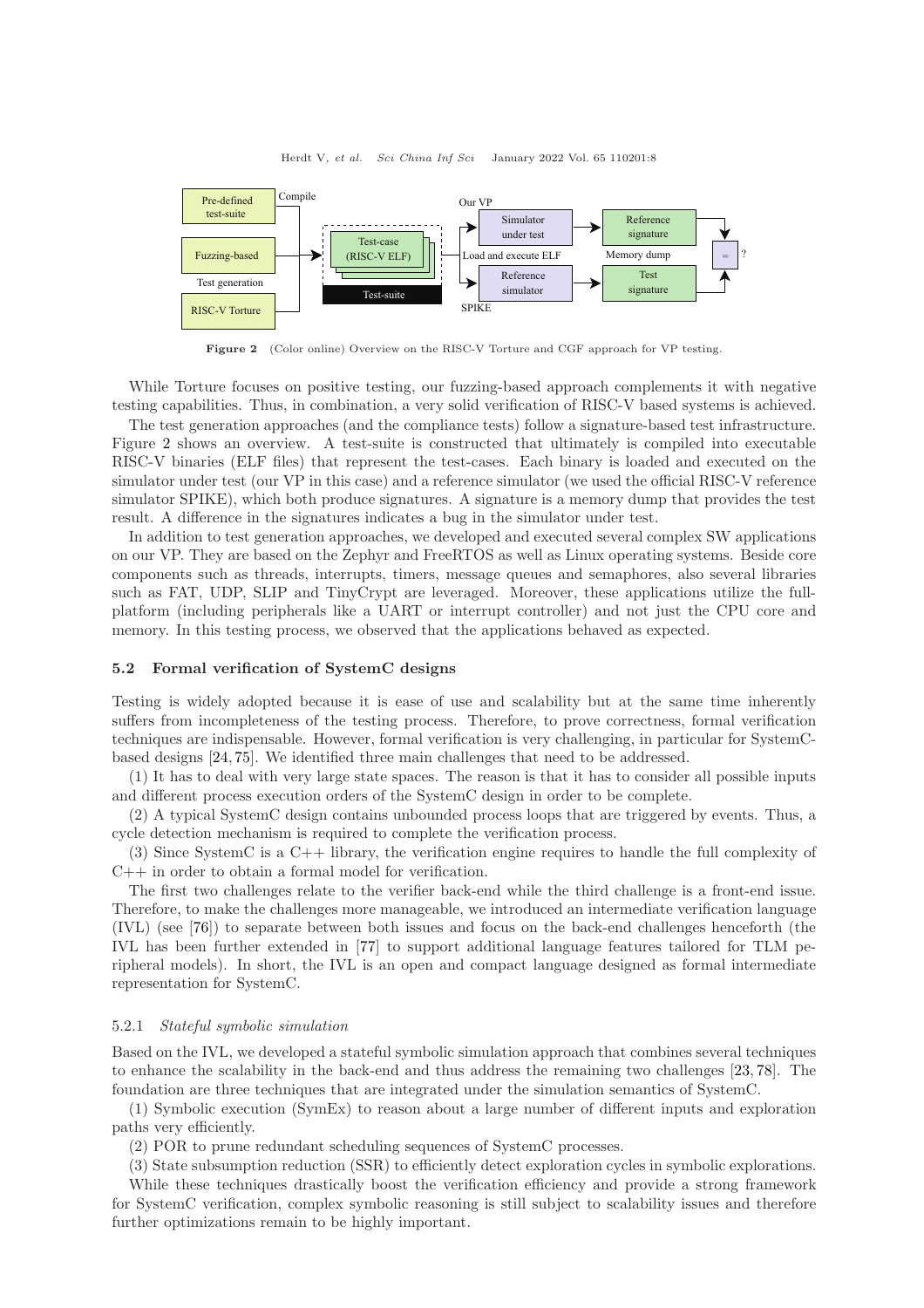**Figure 2** (Color online) Overview on the RISC-V Torture and CGF approach for VP testing.

While Torture focuses on positive testing, our fuzzing-based approach complements it with negative testing capabilities. Thus, in combination, a very solid verification of RISC-V based systems is achieved.

The test generation approaches (and the compliance tests) follow a signature-based test infrastructure. Figure 2 shows an overview. A test-suite is constructed that ultimately is compiled into executable RISC-V binaries (ELF files) that represent the test-cases. Each binary is loaded and executed on the simulator under test (our VP in this case) and a reference simulator (we used the official RISC-V reference simulator SPIKE), which both produce signatures. A signature is a memory dump that provides the test result. A difference in the signatures indicates a bug in the simulator under test.

In addition to test generation approaches, we developed and executed several complex SW applications on our VP. They are based on the Zephyr and FreeRTOS as well as Linux operating systems. Beside core components such as threads, interrupts, timers, message queues and semaphores, also several libraries such as FAT, UDP, SLIP and TinyCrypt are leveraged. Moreover, these applications utilize the full-platform (including peripherals like a UART or interrupt controller) and not just the CPU core and memory. In this testing process, we observed that the applications behaved as expected.

### 5.2 Formal verification of SystemC designs

Testing is widely adopted because it is ease of use and scalability but at the same time inherently suffers from incompleteness of the testing process. Therefore, to prove correctness, formal verification techniques are indispensable. However, formal verification is very challenging, in particular for SystemC-based designs [24, 75]. We identified three main challenges that need to be addressed.

(1) It has to deal with very large state spaces. The reason is that it has to consider all possible inputs and different process execution orders of the SystemC design in order to be complete.

(2) A typical SystemC design contains unbounded process loops that are triggered by events. Thus, a cycle detection mechanism is required to complete the verification process.

(3) Since SystemC is a C++ library, the verification engine requires to handle the full complexity of C++ in order to obtain a formal model for verification.

The first two challenges relate to the verifier back-end while the third challenge is a front-end issue. Therefore, to make the challenges more manageable, we introduced an intermediate verification language (IVL) (see [76]) to separate between both issues and focus on the back-end challenges henceforth (the IVL has been further extended in [77] to support additional language features tailored for TLM peripheral models). In short, the IVL is an open and compact language designed as formal intermediate representation for SystemC.

#### 5.2.1 *Stateful symbolic simulation*

Based on the IVL, we developed a stateful symbolic simulation approach that combines several techniques to enhance the scalability in the back-end and thus address the remaining two challenges [23, 78]. The foundation are three techniques that are integrated under the simulation semantics of SystemC.

(1) Symbolic execution (SymEx) to reason about a large number of different inputs and exploration paths very efficiently.

(2) POR to prune redundant scheduling sequences of SystemC processes.

(3) State subsumption reduction (SSR) to efficiently detect exploration cycles in symbolic explorations.

While these techniques drastically boost the verification efficiency and provide a strong framework for SystemC verification, complex symbolic reasoning is still subject to scalability issues and therefore further optimizations remain to be highly important.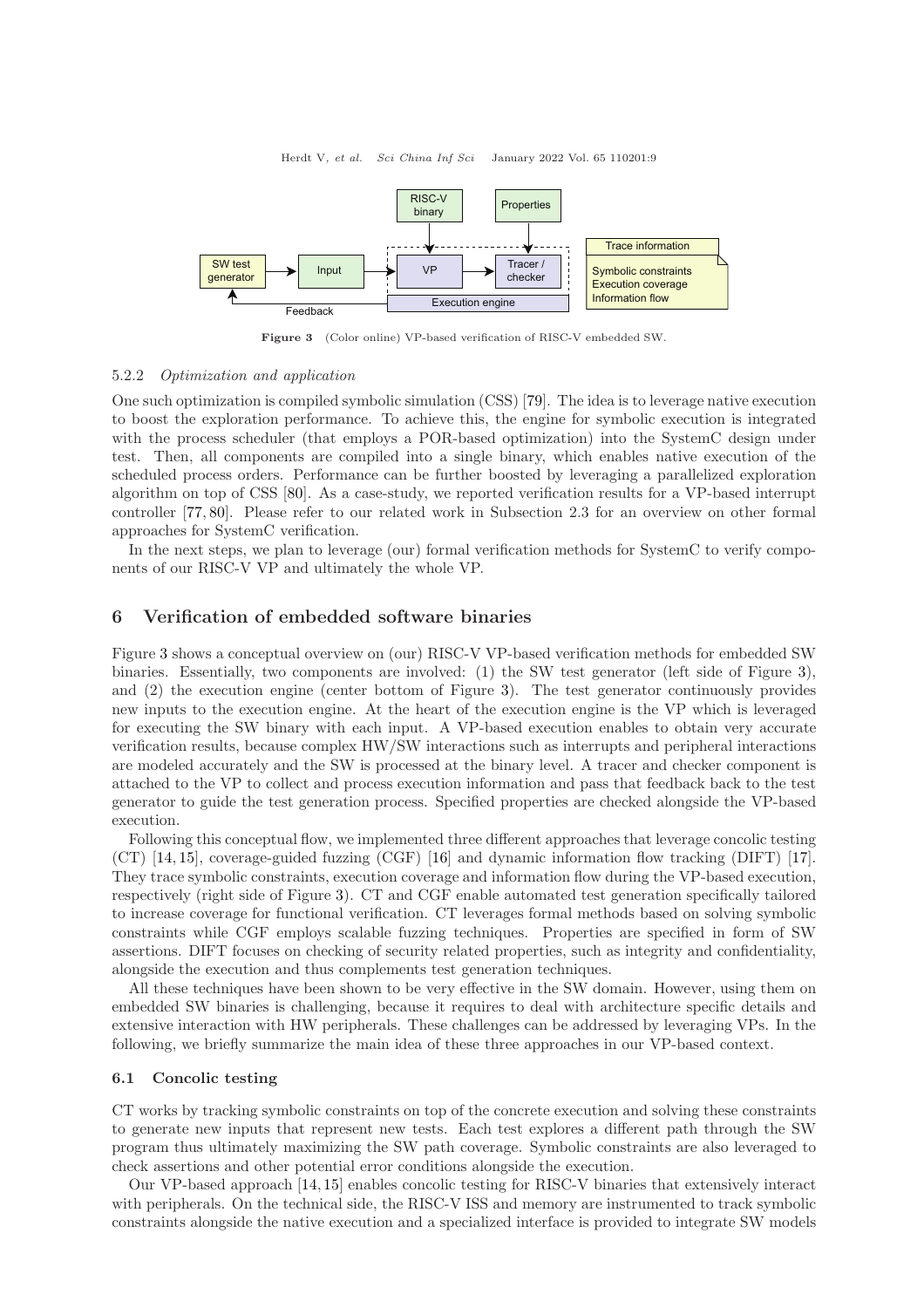Figure 3 (Color online) VP-based verification of RISC-V embedded SW.

#### 5.2.2 *Optimization and application*

One such optimization is compiled symbolic simulation (CSS) [79]. The idea is to leverage native execution to boost the exploration performance. To achieve this, the engine for symbolic execution is integrated with the process scheduler (that employs a POR-based optimization) into the SystemC design under test. Then, all components are compiled into a single binary, which enables native execution of the scheduled process orders. Performance can be further boosted by leveraging a parallelized exploration algorithm on top of CSS [80]. As a case-study, we reported verification results for a VP-based interrupt controller [77, 80]. Please refer to our related work in Subsection 2.3 for an overview on other formal approaches for SystemC verification.

In the next steps, we plan to leverage (our) formal verification methods for SystemC to verify components of our RISC-V VP and ultimately the whole VP.

## 6 Verification of embedded software binaries

Figure 3 shows a conceptual overview on (our) RISC-V VP-based verification methods for embedded SW binaries. Essentially, two components are involved: (1) the SW test generator (left side of Figure 3), and (2) the execution engine (center bottom of Figure 3). The test generator continuously provides new inputs to the execution engine. At the heart of the execution engine is the VP which is leveraged for executing the SW binary with each input. A VP-based execution enables to obtain very accurate verification results, because complex HW/SW interactions such as interrupts and peripheral interactions are modeled accurately and the SW is processed at the binary level. A tracer and checker component is attached to the VP to collect and process execution information and pass that feedback back to the test generator to guide the test generation process. Specified properties are checked alongside the VP-based execution.

Following this conceptual flow, we implemented three different approaches that leverage concolic testing (CT) [14, 15], coverage-guided fuzzing (CGF) [16] and dynamic information flow tracking (DIFT) [17]. They trace symbolic constraints, execution coverage and information flow during the VP-based execution, respectively (right side of Figure 3). CT and CGF enable automated test generation specifically tailored to increase coverage for functional verification. CT leverages formal methods based on solving symbolic constraints while CGF employs scalable fuzzing techniques. Properties are specified in form of SW assertions. DIFT focuses on checking of security related properties, such as integrity and confidentiality, alongside the execution and thus complements test generation techniques.

All these techniques have been shown to be very effective in the SW domain. However, using them on embedded SW binaries is challenging, because it requires to deal with architecture specific details and extensive interaction with HW peripherals. These challenges can be addressed by leveraging VPs. In the following, we briefly summarize the main idea of these three approaches in our VP-based context.

### 6.1 Concolic testing

CT works by tracking symbolic constraints on top of the concrete execution and solving these constraints to generate new inputs that represent new tests. Each test explores a different path through the SW program thus ultimately maximizing the SW path coverage. Symbolic constraints are also leveraged to check assertions and other potential error conditions alongside the execution.

Our VP-based approach [14, 15] enables concolic testing for RISC-V binaries that extensively interact with peripherals. On the technical side, the RISC-V ISS and memory are instrumented to track symbolic constraints alongside the native execution and a specialized interface is provided to integrate SW models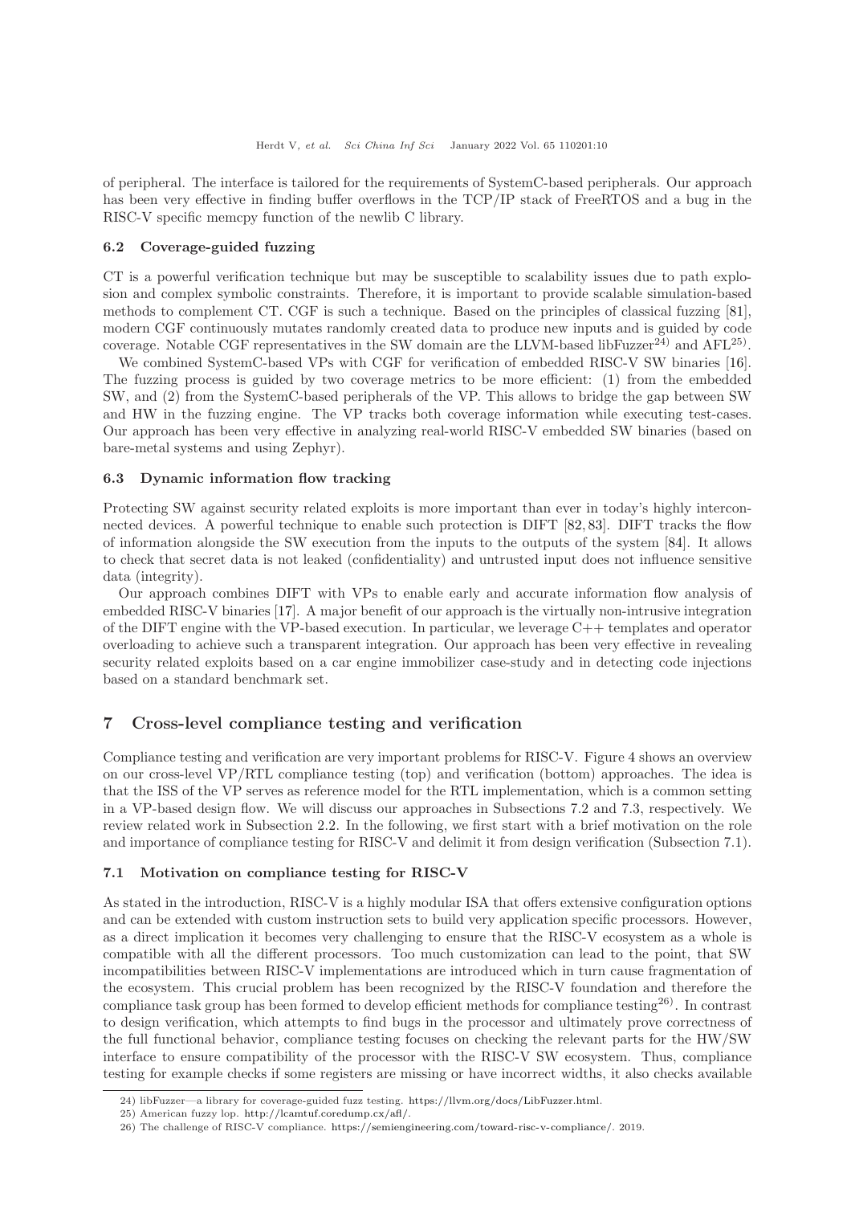of peripheral. The interface is tailored for the requirements of SystemC-based peripherals. Our approach has been very effective in finding buffer overflows in the TCP/IP stack of FreeRTOS and a bug in the RISC-V specific memcpy function of the newlib C library.

### 6.2 Coverage-guided fuzzing

CT is a powerful verification technique but may be susceptible to scalability issues due to path explosion and complex symbolic constraints. Therefore, it is important to provide scalable simulation-based methods to complement CT. CGF is such a technique. Based on the principles of classical fuzzing [81], modern CGF continuously mutates randomly created data to produce new inputs and is guided by code coverage. Notable CGF representatives in the SW domain are the LLVM-based libFuzzer[24)] and AFL[25)].

We combined SystemC-based VPs with CGF for verification of embedded RISC-V SW binaries [16]. The fuzzing process is guided by two coverage metrics to be more efficient: (1) from the embedded SW, and (2) from the SystemC-based peripherals of the VP. This allows to bridge the gap between SW and HW in the fuzzing engine. The VP tracks both coverage information while executing test-cases. Our approach has been very effective in analyzing real-world RISC-V embedded SW binaries (based on bare-metal systems and using Zephyr).

### 6.3 Dynamic information flow tracking

Protecting SW against security related exploits is more important than ever in today's highly interconnected devices. A powerful technique to enable such protection is DIFT [82, 83]. DIFT tracks the flow of information alongside the SW execution from the inputs to the outputs of the system [84]. It allows to check that secret data is not leaked (confidentiality) and untrusted input does not influence sensitive data (integrity).

Our approach combines DIFT with VPs to enable early and accurate information flow analysis of embedded RISC-V binaries [17]. A major benefit of our approach is the virtually non-intrusive integration of the DIFT engine with the VP-based execution. In particular, we leverage C++ templates and operator overloading to achieve such a transparent integration. Our approach has been very effective in revealing security related exploits based on a car engine immobilizer case-study and in detecting code injections based on a standard benchmark set.

## 7 Cross-level compliance testing and verification

Compliance testing and verification are very important problems for RISC-V. Figure 4 shows an overview on our cross-level VP/RTL compliance testing (top) and verification (bottom) approaches. The idea is that the ISS of the VP serves as reference model for the RTL implementation, which is a common setting in a VP-based design flow. We will discuss our approaches in Subsections 7.2 and 7.3, respectively. We review related work in Subsection 2.2. In the following, we first start with a brief motivation on the role and importance of compliance testing for RISC-V and delimit it from design verification (Subsection 7.1).

### 7.1 Motivation on compliance testing for RISC-V

As stated in the introduction, RISC-V is a highly modular ISA that offers extensive configuration options and can be extended with custom instruction sets to build very application specific processors. However, as a direct implication it becomes very challenging to ensure that the RISC-V ecosystem as a whole is compatible with all the different processors. Too much customization can lead to the point, that SW incompatibilities between RISC-V implementations are introduced which in turn cause fragmentation of the ecosystem. This crucial problem has been recognized by the RISC-V foundation and therefore the compliance task group has been formed to develop efficient methods for compliance testing[26)]. In contrast to design verification, which attempts to find bugs in the processor and ultimately prove correctness of the full functional behavior, compliance testing focuses on checking the relevant parts for the HW/SW interface to ensure compatibility of the processor with the RISC-V SW ecosystem. Thus, compliance testing for example checks if some registers are missing or have incorrect widths, it also checks available

24) libFuzzer—a library for coverage-guided fuzz testing. https://llvm.org/docs/LibFuzzer.html.

25) American fuzzy lop. http://lcamtuf.coredump.cx/afl/.

26) The challenge of RISC-V compliance. https://semiengineering.com/toward-risc-v-compliance/. 2019.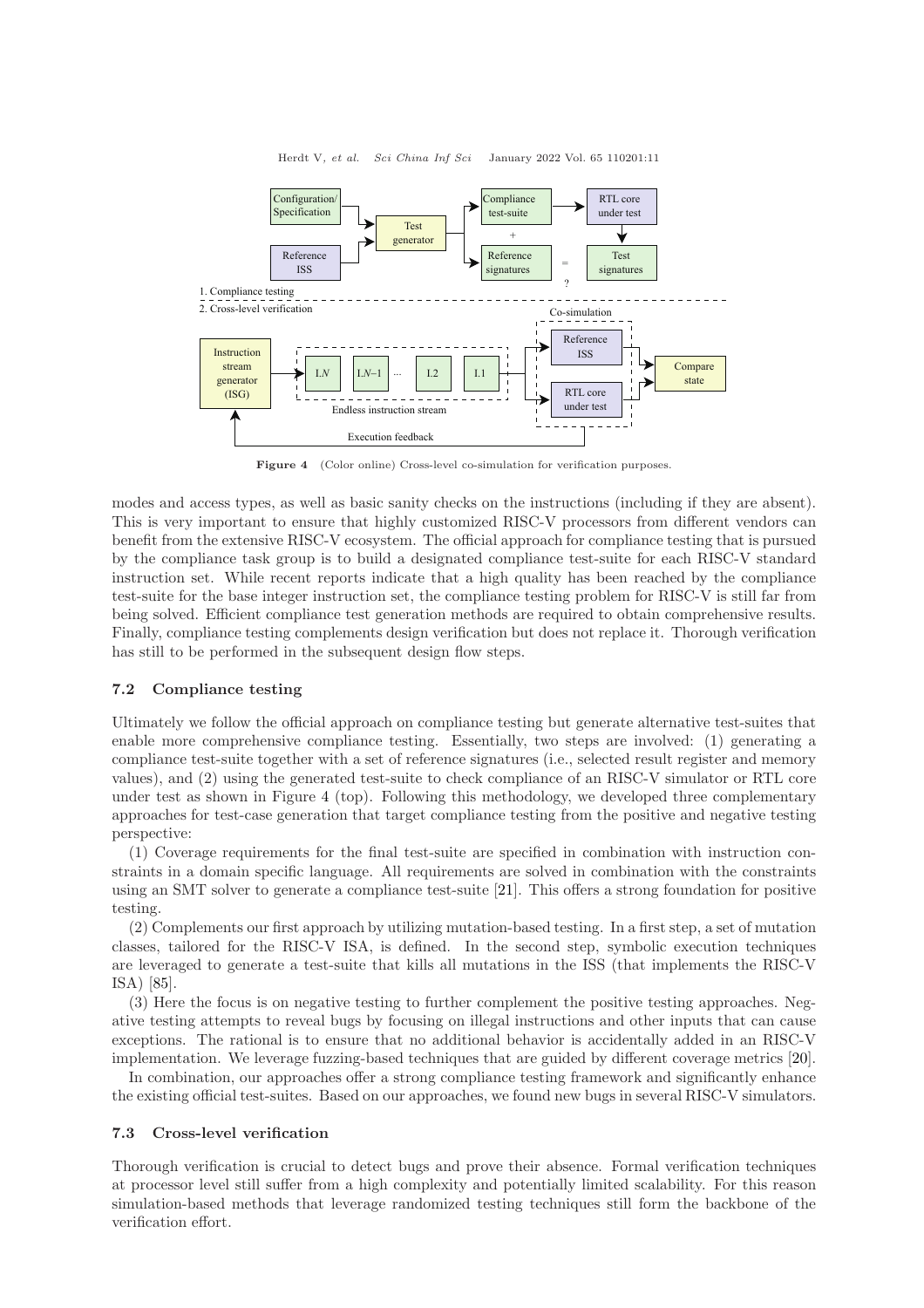Figure 4 (Color online) Cross-level co-simulation for verification purposes.

modes and access types, as well as basic sanity checks on the instructions (including if they are absent). This is very important to ensure that highly customized RISC-V processors from different vendors can benefit from the extensive RISC-V ecosystem. The official approach for compliance testing that is pursued by the compliance task group is to build a designated compliance test-suite for each RISC-V standard instruction set. While recent reports indicate that a high quality has been reached by the compliance test-suite for the base integer instruction set, the compliance testing problem for RISC-V is still far from being solved. Efficient compliance test generation methods are required to obtain comprehensive results. Finally, compliance testing complements design verification but does not replace it. Thorough verification has still to be performed in the subsequent design flow steps.

### 7.2 Compliance testing

Ultimately we follow the official approach on compliance testing but generate alternative test-suites that enable more comprehensive compliance testing. Essentially, two steps are involved: (1) generating a compliance test-suite together with a set of reference signatures (i.e., selected result register and memory values), and (2) using the generated test-suite to check compliance of an RISC-V simulator or RTL core under test as shown in Figure 4 (top). Following this methodology, we developed three complementary approaches for test-case generation that target compliance testing from the positive and negative testing perspective:

(1) Coverage requirements for the final test-suite are specified in combination with instruction constraints in a domain specific language. All requirements are solved in combination with the constraints using an SMT solver to generate a compliance test-suite [21]. This offers a strong foundation for positive testing.

(2) Complements our first approach by utilizing mutation-based testing. In a first step, a set of mutation classes, tailored for the RISC-V ISA, is defined. In the second step, symbolic execution techniques are leveraged to generate a test-suite that kills all mutations in the ISS (that implements the RISC-V ISA) [85].

(3) Here the focus is on negative testing to further complement the positive testing approaches. Negative testing attempts to reveal bugs by focusing on illegal instructions and other inputs that can cause exceptions. The rational is to ensure that no additional behavior is accidentally added in an RISC-V implementation. We leverage fuzzing-based techniques that are guided by different coverage metrics [20].

In combination, our approaches offer a strong compliance testing framework and significantly enhance the existing official test-suites. Based on our approaches, we found new bugs in several RISC-V simulators.

### 7.3 Cross-level verification

Thorough verification is crucial to detect bugs and prove their absence. Formal verification techniques at processor level still suffer from a high complexity and potentially limited scalability. For this reason simulation-based methods that leverage randomized testing techniques still form the backbone of the verification effort.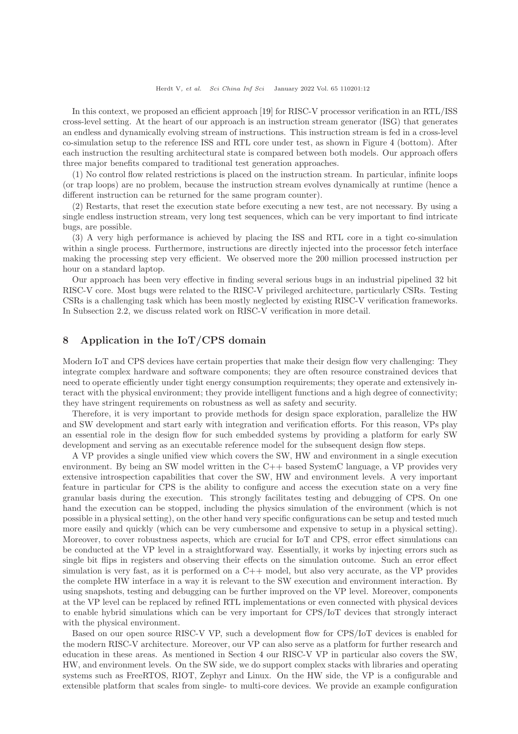In this context, we proposed an efficient approach [19] for RISC-V processor verification in an RTL/ISS cross-level setting. At the heart of our approach is an instruction stream generator (ISG) that generates an endless and dynamically evolving stream of instructions. This instruction stream is fed in a cross-level co-simulation setup to the reference ISS and RTL core under test, as shown in Figure 4 (bottom). After each instruction the resulting architectural state is compared between both models. Our approach offers three major benefits compared to traditional test generation approaches.

(1) No control flow related restrictions is placed on the instruction stream. In particular, infinite loops (or trap loops) are no problem, because the instruction stream evolves dynamically at runtime (hence a different instruction can be returned for the same program counter).

(2) Restarts, that reset the execution state before executing a new test, are not necessary. By using a single endless instruction stream, very long test sequences, which can be very important to find intricate bugs, are possible.

(3) A very high performance is achieved by placing the ISS and RTL core in a tight co-simulation within a single process. Furthermore, instructions are directly injected into the processor fetch interface making the processing step very efficient. We observed more the 200 million processed instruction per hour on a standard laptop.

Our approach has been very effective in finding several serious bugs in an industrial pipelined 32 bit RISC-V core. Most bugs were related to the RISC-V privileged architecture, particularly CSRs. Testing CSRs is a challenging task which has been mostly neglected by existing RISC-V verification frameworks. In Subsection 2.2, we discuss related work on RISC-V verification in more detail.

## 8 Application in the IoT/CPS domain

Modern IoT and CPS devices have certain properties that make their design flow very challenging: They integrate complex hardware and software components; they are often resource constrained devices that need to operate efficiently under tight energy consumption requirements; they operate and extensively interact with the physical environment; they provide intelligent functions and a high degree of connectivity; they have stringent requirements on robustness as well as safety and security.

Therefore, it is very important to provide methods for design space exploration, parallelize the HW and SW development and start early with integration and verification efforts. For this reason, VPs play an essential role in the design flow for such embedded systems by providing a platform for early SW development and serving as an executable reference model for the subsequent design flow steps.

A VP provides a single unified view which covers the SW, HW and environment in a single execution environment. By being an SW model written in the C++ based SystemC language, a VP provides very extensive introspection capabilities that cover the SW, HW and environment levels. A very important feature in particular for CPS is the ability to configure and access the execution state on a very fine granular basis during the execution. This strongly facilitates testing and debugging of CPS. On one hand the execution can be stopped, including the physics simulation of the environment (which is not possible in a physical setting), on the other hand very specific configurations can be setup and tested much more easily and quickly (which can be very cumbersome and expensive to setup in a physical setting). Moreover, to cover robustness aspects, which are crucial for IoT and CPS, error effect simulations can be conducted at the VP level in a straightforward way. Essentially, it works by injecting errors such as single bit flips in registers and observing their effects on the simulation outcome. Such an error effect simulation is very fast, as it is performed on a C++ model, but also very accurate, as the VP provides the complete HW interface in a way it is relevant to the SW execution and environment interaction. By using snapshots, testing and debugging can be further improved on the VP level. Moreover, components at the VP level can be replaced by refined RTL implementations or even connected with physical devices to enable hybrid simulations which can be very important for CPS/IoT devices that strongly interact with the physical environment.

Based on our open source RISC-V VP, such a development flow for CPS/IoT devices is enabled for the modern RISC-V architecture. Moreover, our VP can also serve as a platform for further research and education in these areas. As mentioned in Section 4 our RISC-V VP in particular also covers the SW, HW, and environment levels. On the SW side, we do support complex stacks with libraries and operating systems such as FreeRTOS, RIOT, Zephyr and Linux. On the HW side, the VP is a configurable and extensible platform that scales from single- to multi-core devices. We provide an example configuration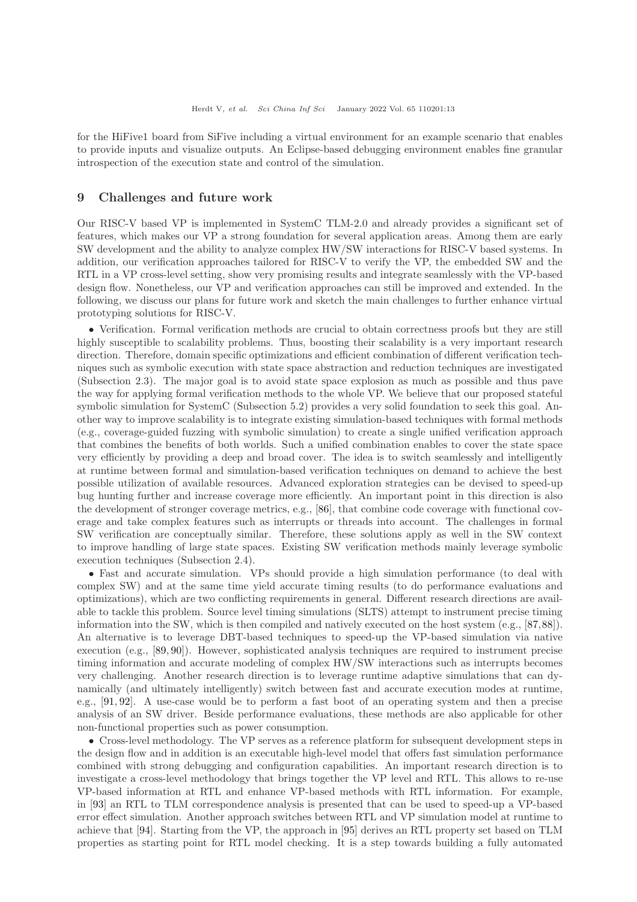for the HiFive1 board from SiFive including a virtual environment for an example scenario that enables to provide inputs and visualize outputs. An Eclipse-based debugging environment enables fine granular introspection of the execution state and control of the simulation.

## 9 Challenges and future work

Our RISC-V based VP is implemented in SystemC TLM-2.0 and already provides a significant set of features, which makes our VP a strong foundation for several application areas. Among them are early SW development and the ability to analyze complex HW/SW interactions for RISC-V based systems. In addition, our verification approaches tailored for RISC-V to verify the VP, the embedded SW and the RTL in a VP cross-level setting, show very promising results and integrate seamlessly with the VP-based design flow. Nonetheless, our VP and verification approaches can still be improved and extended. In the following, we discuss our plans for future work and sketch the main challenges to further enhance virtual prototyping solutions for RISC-V.

- Verification. Formal verification methods are crucial to obtain correctness proofs but they are still highly susceptible to scalability problems. Thus, boosting their scalability is a very important research direction. Therefore, domain specific optimizations and efficient combination of different verification techniques such as symbolic execution with state space abstraction and reduction techniques are investigated (Subsection 2.3). The major goal is to avoid state space explosion as much as possible and thus pave the way for applying formal verification methods to the whole VP. We believe that our proposed stateful symbolic simulation for SystemC (Subsection 5.2) provides a very solid foundation to seek this goal. Another way to improve scalability is to integrate existing simulation-based techniques with formal methods (e.g., coverage-guided fuzzing with symbolic simulation) to create a single unified verification approach that combines the benefits of both worlds. Such a unified combination enables to cover the state space very efficiently by providing a deep and broad cover. The idea is to switch seamlessly and intelligently at runtime between formal and simulation-based verification techniques on demand to achieve the best possible utilization of available resources. Advanced exploration strategies can be devised to speed-up bug hunting further and increase coverage more efficiently. An important point in this direction is also the development of stronger coverage metrics, e.g., [86], that combine code coverage with functional coverage and take complex features such as interrupts or threads into account. The challenges in formal SW verification are conceptually similar. Therefore, these solutions apply as well in the SW context to improve handling of large state spaces. Existing SW verification methods mainly leverage symbolic execution techniques (Subsection 2.4).

- Fast and accurate simulation. VPs should provide a high simulation performance (to deal with complex SW) and at the same time yield accurate timing results (to do performance evaluations and optimizations), which are two conflicting requirements in general. Different research directions are available to tackle this problem. Source level timing simulations (SLTS) attempt to instrument precise timing information into the SW, which is then compiled and natively executed on the host system (e.g., [87, 88]). An alternative is to leverage DBT-based techniques to speed-up the VP-based simulation via native execution (e.g., [89, 90]). However, sophisticated analysis techniques are required to instrument precise timing information and accurate modeling of complex HW/SW interactions such as interrupts becomes very challenging. Another research direction is to leverage runtime adaptive simulations that can dynamically (and ultimately intelligently) switch between fast and accurate execution modes at runtime, e.g., [91, 92]. A use-case would be to perform a fast boot of an operating system and then a precise analysis of an SW driver. Beside performance evaluations, these methods are also applicable for other non-functional properties such as power consumption.

- Cross-level methodology. The VP serves as a reference platform for subsequent development steps in the design flow and in addition is an executable high-level model that offers fast simulation performance combined with strong debugging and configuration capabilities. An important research direction is to investigate a cross-level methodology that brings together the VP level and RTL. This allows to re-use VP-based information at RTL and enhance VP-based methods with RTL information. For example, in [93] an RTL to TLM correspondence analysis is presented that can be used to speed-up a VP-based error effect simulation. Another approach switches between RTL and VP simulation model at runtime to achieve that [94]. Starting from the VP, the approach in [95] derives an RTL property set based on TLM properties as starting point for RTL model checking. It is a step towards building a fully automated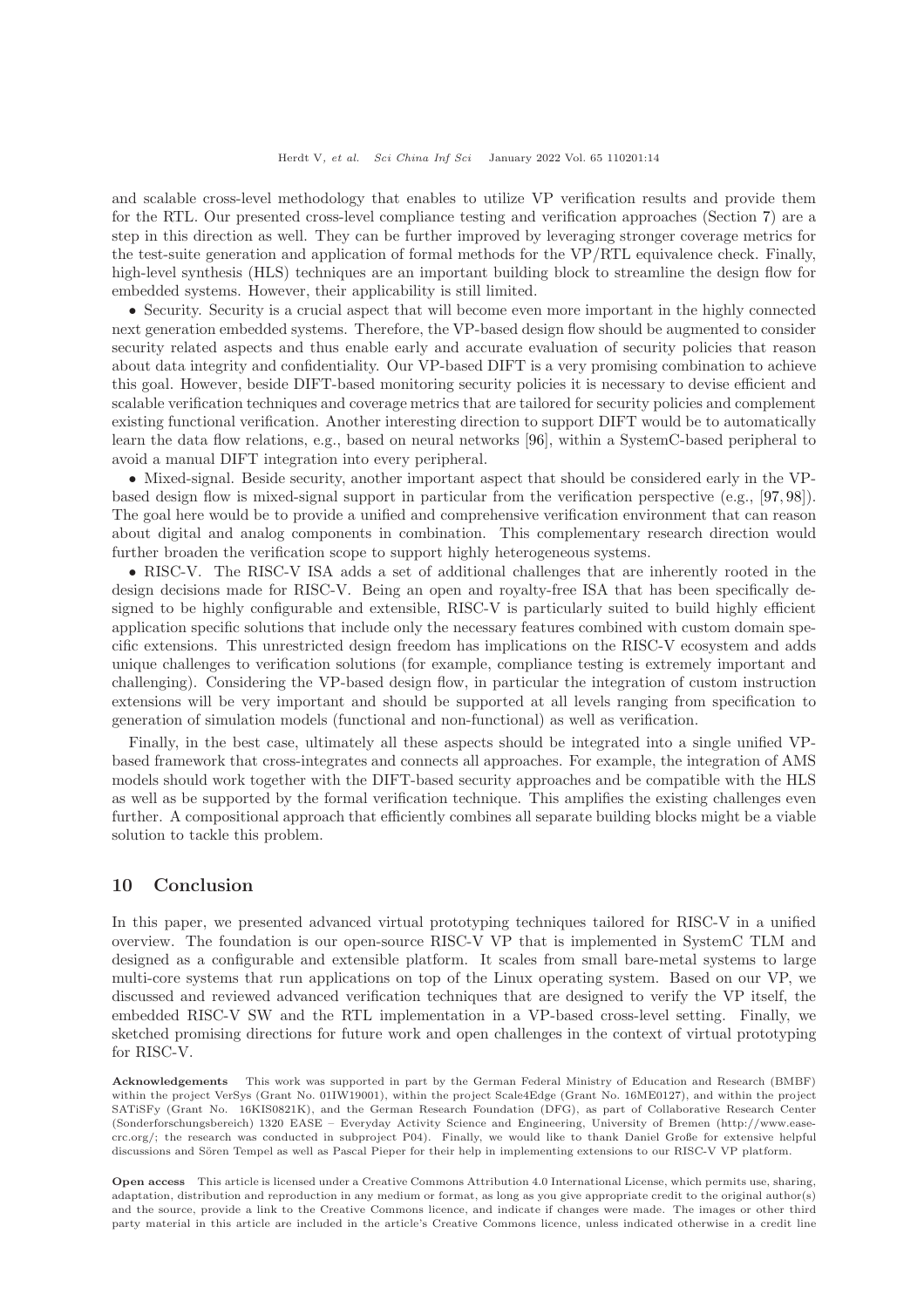and scalable cross-level methodology that enables to utilize VP verification results and provide them for the RTL. Our presented cross-level compliance testing and verification approaches (Section 7) are a step in this direction as well. They can be further improved by leveraging stronger coverage metrics for the test-suite generation and application of formal methods for the VP/RTL equivalence check. Finally, high-level synthesis (HLS) techniques are an important building block to streamline the design flow for embedded systems. However, their applicability is still limited.

- Security. Security is a crucial aspect that will become even more important in the highly connected next generation embedded systems. Therefore, the VP-based design flow should be augmented to consider security related aspects and thus enable early and accurate evaluation of security policies that reason about data integrity and confidentiality. Our VP-based DIFT is a very promising combination to achieve this goal. However, beside DIFT-based monitoring security policies it is necessary to devise efficient and scalable verification techniques and coverage metrics that are tailored for security policies and complement existing functional verification. Another interesting direction to support DIFT would be to automatically learn the data flow relations, e.g., based on neural networks [96], within a SystemC-based peripheral to avoid a manual DIFT integration into every peripheral.

- Mixed-signal. Beside security, another important aspect that should be considered early in the VP-based design flow is mixed-signal support in particular from the verification perspective (e.g., [97, 98]). The goal here would be to provide a unified and comprehensive verification environment that can reason about digital and analog components in combination. This complementary research direction would further broaden the verification scope to support highly heterogeneous systems.

- RISC-V. The RISC-V ISA adds a set of additional challenges that are inherently rooted in the design decisions made for RISC-V. Being an open and royalty-free ISA that has been specifically designed to be highly configurable and extensible, RISC-V is particularly suited to build highly efficient application specific solutions that include only the necessary features combined with custom domain specific extensions. This unrestricted design freedom has implications on the RISC-V ecosystem and adds unique challenges to verification solutions (for example, compliance testing is extremely important and challenging). Considering the VP-based design flow, in particular the integration of custom instruction extensions will be very important and should be supported at all levels ranging from specification to generation of simulation models (functional and non-functional) as well as verification.

Finally, in the best case, ultimately all these aspects should be integrated into a single unified VP-based framework that cross-integrates and connects all approaches. For example, the integration of AMS models should work together with the DIFT-based security approaches and be compatible with the HLS as well as be supported by the formal verification technique. This amplifies the existing challenges even further. A compositional approach that efficiently combines all separate building blocks might be a viable solution to tackle this problem.

## 10 Conclusion

In this paper, we presented advanced virtual prototyping techniques tailored for RISC-V in a unified overview. The foundation is our open-source RISC-V VP that is implemented in SystemC TLM and designed as a configurable and extensible platform. It scales from small bare-metal systems to large multi-core systems that run applications on top of the Linux operating system. Based on our VP, we discussed and reviewed advanced verification techniques that are designed to verify the VP itself, the embedded RISC-V SW and the RTL implementation in a VP-based cross-level setting. Finally, we sketched promising directions for future work and open challenges in the context of virtual prototyping for RISC-V.

**Acknowledgements** This work was supported in part by the German Federal Ministry of Education and Research (BMBF) within the project VerSys (Grant No. 01IW19001), within the project Scale4Edge (Grant No. 16ME0127), and within the project SATiSFy (Grant No. 16KIS0821K), and the German Research Foundation (DFG), as part of Collaborative Research Center (Sonderforschungsbereich) 1320 EASE – Everyday Activity Science and Engineering, University of Bremen (http://www.ease-crc.org/; the research was conducted in subproject P04). Finally, we would like to thank Daniel Große for extensive helpful discussions and Sören Tempel as well as Pascal Pieper for their help in implementing extensions to our RISC-V VP platform.

**Open access** This article is licensed under a Creative Commons Attribution 4.0 International License, which permits use, sharing, adaptation, distribution and reproduction in any medium or format, as long as you give appropriate credit to the original author(s) and the source, provide a link to the Creative Commons licence, and indicate if changes were made. The images or other third party material in this article are included in the article's Creative Commons licence, unless indicated otherwise in a credit line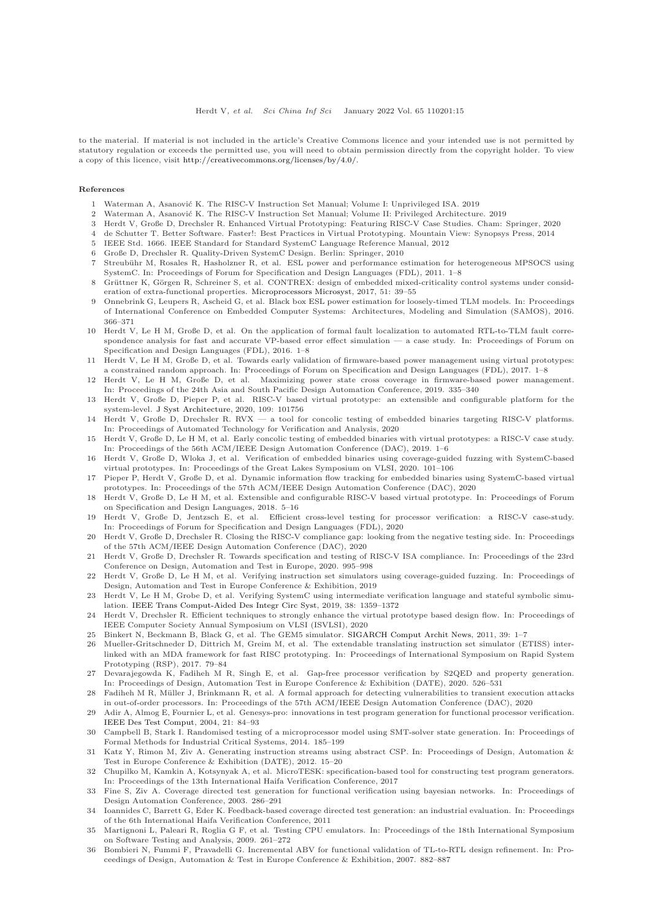to the material. If material is not included in the article's Creative Commons licence and your intended use is not permitted by statutory regulation or exceeds the permitted use, you will need to obtain permission directly from the copyright holder. To view a copy of this licence, visit http://creativecommons.org/licenses/by/4.0/.

## References

1. Waterman A, Asanović K. The RISC-V Instruction Set Manual; Volume I: Unprivileged ISA. 2019
2. Waterman A, Asanović K. The RISC-V Instruction Set Manual; Volume II: Privileged Architecture. 2019
3. Herdt V, Große D, Drechsler R. Enhanced Virtual Prototyping: Featuring RISC-V Case Studies. Cham: Springer, 2020
4. de Schutter T. Better Software. Faster!: Best Practices in Virtual Prototyping. Mountain View: Synopsys Press, 2014
5. IEEE Std. 1666. IEEE Standard for Standard SystemC Language Reference Manual, 2012
6. Große D, Drechsler R. Quality-Driven SystemC Design. Berlin: Springer, 2010
7. Streubühr M, Rosales R, Hasholzner R, et al. ESL power and performance estimation for heterogeneous MPSOCS using SystemC. In: Proceedings of Forum for Specification and Design Languages (FDL), 2011. 1–8
8. Grüttner K, Görgen R, Schreiner S, et al. CONTREX: design of embedded mixed-criticality control systems under consideration of extra-functional properties. Microprocessors Microsyst, 2017, 51: 39–55
9. Onnebrink G, Leupers R, Ascheid G, et al. Black box ESL power estimation for loosely-timed TLM models. In: Proceedings of International Conference on Embedded Computer Systems: Architectures, Modeling and Simulation (SAMOS), 2016. 366–371
10. Herdt V, Le H M, Große D, et al. On the application of formal fault localization to automated RTL-to-TLM fault correspondence analysis for fast and accurate VP-based error effect simulation — a case study. In: Proceedings of Forum on Specification and Design Languages (FDL), 2016. 1–8
11. Herdt V, Le H M, Große D, et al. Towards early validation of firmware-based power management using virtual prototypes: a constrained random approach. In: Proceedings of Forum on Specification and Design Languages (FDL), 2017. 1–8
12. Herdt V, Le H M, Große D, et al. Maximizing power state cross coverage in firmware-based power management. In: Proceedings of the 24th Asia and South Pacific Design Automation Conference, 2019. 335–340
13. Herdt V, Große D, Pieper P, et al. RISC-V based virtual prototype: an extensible and configurable platform for the system-level. J Syst Architecture, 2020, 109: 101756
14. Herdt V, Große D, Drechsler R. RVX — a tool for concolic testing of embedded binaries targeting RISC-V platforms. In: Proceedings of Automated Technology for Verification and Analysis, 2020
15. Herdt V, Große D, Le H M, et al. Early concolic testing of embedded binaries with virtual prototypes: a RISC-V case study. In: Proceedings of the 56th ACM/IEEE Design Automation Conference (DAC), 2019. 1–6
16. Herdt V, Große D, Wloka J, et al. Verification of embedded binaries using coverage-guided fuzzing with SystemC-based virtual prototypes. In: Proceedings of the Great Lakes Symposium on VLSI, 2020. 101–106
17. Pieper P, Herdt V, Große D, et al. Dynamic information flow tracking for embedded binaries using SystemC-based virtual prototypes. In: Proceedings of the 57th ACM/IEEE Design Automation Conference (DAC), 2020
18. Herdt V, Große D, Le H M, et al. Extensible and configurable RISC-V based virtual prototype. In: Proceedings of Forum on Specification and Design Languages, 2018. 5–16
19. Herdt V, Große D, Jentzsch E, et al. Efficient cross-level testing for processor verification: a RISC-V case-study. In: Proceedings of Forum for Specification and Design Languages (FDL), 2020
20. Herdt V, Große D, Drechsler R. Closing the RISC-V compliance gap: looking from the negative testing side. In: Proceedings of the 57th ACM/IEEE Design Automation Conference (DAC), 2020
21. Herdt V, Große D, Drechsler R. Towards specification and testing of RISC-V ISA compliance. In: Proceedings of the 23rd Conference on Design, Automation and Test in Europe, 2020. 995–998
22. Herdt V, Große D, Le H M, et al. Verifying instruction set simulators using coverage-guided fuzzing. In: Proceedings of Design, Automation and Test in Europe Conference & Exhibition, 2019
23. Herdt V, Le H M, Grobe D, et al. Verifying SystemC using intermediate verification language and stateful symbolic simulation. IEEE Trans Comput-Aided Des Integr Circ Syst, 2019, 38: 1359–1372
24. Herdt V, Drechsler R. Efficient techniques to strongly enhance the virtual prototype based design flow. In: Proceedings of IEEE Computer Society Annual Symposium on VLSI (ISVLSI), 2020
25. Binkert N, Beckmann B, Black G, et al. The GEM5 simulator. SIGARCH Comput Archit News, 2011, 39: 1–7
26. Mueller-Gritschneder D, Dittrich M, Greim M, et al. The extendable translating instruction set simulator (ETISS) interlinked with an MDA framework for fast RISC prototyping. In: Proceedings of International Symposium on Rapid System Prototyping (RSP), 2017. 79–84
27. Devarajegowda K, Fadiheh M R, Singh E, et al. Gap-free processor verification by S2QED and property generation. In: Proceedings of Design, Automation Test in Europe Conference & Exhibition (DATE), 2020. 526–531
28. Fadiheh M R, Müller J, Brinkmann R, et al. A formal approach for detecting vulnerabilities to transient execution attacks in out-of-order processors. In: Proceedings of the 57th ACM/IEEE Design Automation Conference (DAC), 2020
29. Adir A, Almog E, Fournier L, et al. Genesys-pro: innovations in test program generation for functional processor verification. IEEE Des Test Comput, 2004, 21: 84–93
30. Campbell B, Stark I. Randomised testing of a microprocessor model using SMT-solver state generation. In: Proceedings of Formal Methods for Industrial Critical Systems, 2014. 185–199
31. Katz Y, Rimon M, Ziv A. Generating instruction streams using abstract CSP. In: Proceedings of Design, Automation & Test in Europe Conference & Exhibition (DATE), 2012. 15–20
32. Chupilko M, Kamkin A, Kotsynyak A, et al. MicroTESK: specification-based tool for constructing test program generators. In: Proceedings of the 13th International Haifa Verification Conference, 2017
33. Fine S, Ziv A. Coverage directed test generation for functional verification using bayesian networks. In: Proceedings of Design Automation Conference, 2003. 286–291
34. Ioannides C, Barrett G, Eder K. Feedback-based coverage directed test generation: an industrial evaluation. In: Proceedings of the 6th International Haifa Verification Conference, 2011
35. Martignoni L, Paleari R, Roglia G F, et al. Testing CPU emulators. In: Proceedings of the 18th International Symposium on Software Testing and Analysis, 2009. 261–272
36. Bombieri N, Fummi F, Pravadelli G. Incremental ABV for functional validation of TL-to-RTL design refinement. In: Proceedings of Design, Automation & Test in Europe Conference & Exhibition, 2007. 882–887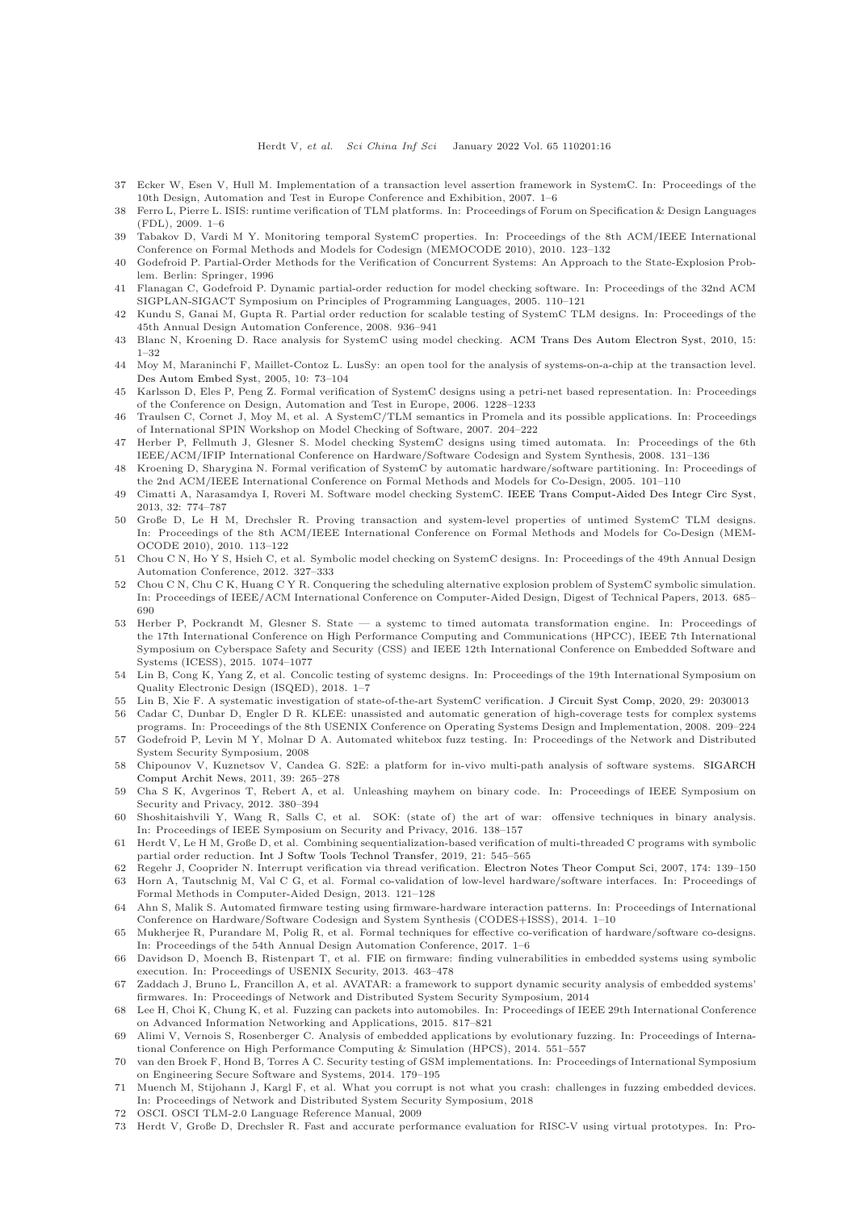37 Ecker W, Esen V, Hull M. Implementation of a transaction level assertion framework in SystemC. In: Proceedings of the 10th Design, Automation and Test in Europe Conference and Exhibition, 2007. 1–6

38 Ferro L, Pierre L. ISIS: runtime verification of TLM platforms. In: Proceedings of Forum on Specification & Design Languages (FDL), 2009. 1–6

39 Tabakov D, Vardi M Y. Monitoring temporal SystemC properties. In: Proceedings of the 8th ACM/IEEE International Conference on Formal Methods and Models for Codesign (MEMOCODE 2010), 2010. 123–132

40 Godefroid P. Partial-Order Methods for the Verification of Concurrent Systems: An Approach to the State-Explosion Problem. Berlin: Springer, 1996

41 Flanagan C, Godefroid P. Dynamic partial-order reduction for model checking software. In: Proceedings of the 32nd ACM SIGPLAN-SIGACT Symposium on Principles of Programming Languages, 2005. 110–121

42 Kundu S, Ganai M, Gupta R. Partial order reduction for scalable testing of SystemC TLM designs. In: Proceedings of the 45th Annual Design Automation Conference, 2008. 936–941

43 Blanc N, Kroening D. Race analysis for SystemC using model checking. ACM Trans Des Autom Electron Syst, 2010, 15: 1–32

44 Moy M, Maraninchi F, Maillet-Contoz L. LusSy: an open tool for the analysis of systems-on-a-chip at the transaction level. Des Autom Embed Syst, 2005, 10: 73–104

45 Karlsson D, Eles P, Peng Z. Formal verification of SystemC designs using a petri-net based representation. In: Proceedings of the Conference on Design, Automation and Test in Europe, 2006. 1228–1233

46 Traulsen C, Cornet J, Moy M, et al. A SystemC/TLM semantics in Promela and its possible applications. In: Proceedings of International SPIN Workshop on Model Checking of Software, 2007. 204–222

47 Herber P, Fellmuth J, Glesner S. Model checking SystemC designs using timed automata. In: Proceedings of the 6th IEEE/ACM/IFIP International Conference on Hardware/Software Codesign and System Synthesis, 2008. 131–136

48 Kroening D, Sharygina N. Formal verification of SystemC by automatic hardware/software partitioning. In: Proceedings of the 2nd ACM/IEEE International Conference on Formal Methods and Models for Co-Design, 2005. 101–110

49 Cimatti A, Narasamdya I, Roveri M. Software model checking SystemC. IEEE Trans Comput-Aided Des Integr Circ Syst, 2013, 32: 774–787

50 Große D, Le H M, Drechsler R. Proving transaction and system-level properties of untimed SystemC TLM designs. In: Proceedings of the 8th ACM/IEEE International Conference on Formal Methods and Models for Co-Design (MEMOCODE 2010), 2010. 113–122

51 Chou C N, Ho Y S, Hsieh C, et al. Symbolic model checking on SystemC designs. In: Proceedings of the 49th Annual Design Automation Conference, 2012. 327–333

52 Chou C N, Chu C K, Huang C Y R. Conquering the scheduling alternative explosion problem of SystemC symbolic simulation. In: Proceedings of IEEE/ACM International Conference on Computer-Aided Design, Digest of Technical Papers, 2013. 685–690

53 Herber P, Pockrandt M, Glesner S. State — a systemc to timed automata transformation engine. In: Proceedings of the 17th International Conference on High Performance Computing and Communications (HPCC), IEEE 7th International Symposium on Cyberspace Safety and Security (CSS) and IEEE 12th International Conference on Embedded Software and Systems (ICESS), 2015. 1074–1077

54 Lin B, Cong K, Yang Z, et al. Concolic testing of systemc designs. In: Proceedings of the 19th International Symposium on Quality Electronic Design (ISQED), 2018. 1–7

55 Lin B, Xie F. A systematic investigation of state-of-the-art SystemC verification. J Circuit Syst Comp, 2020, 29: 2030013

56 Cadar C, Dunbar D, Engler D R. KLEE: unassisted and automatic generation of high-coverage tests for complex systems programs. In: Proceedings of the 8th USENIX Conference on Operating Systems Design and Implementation, 2008. 209–224

57 Godefroid P, Levin M Y, Molnar D A. Automated whitebox fuzz testing. In: Proceedings of the Network and Distributed System Security Symposium, 2008

58 Chipounov V, Kuznetsov V, Candea G. S2E: a platform for in-vivo multi-path analysis of software systems. SIGARCH Comput Archit News, 2011, 39: 265–278

59 Cha S K, Avgerinos T, Rebert A, et al. Unleashing mayhem on binary code. In: Proceedings of IEEE Symposium on Security and Privacy, 2012. 380–394

60 Shoshitaishvili Y, Wang R, Salls C, et al. SOK: (state of) the art of war: offensive techniques in binary analysis. In: Proceedings of IEEE Symposium on Security and Privacy, 2016. 138–157

61 Herdt V, Le H M, Große D, et al. Combining sequentialization-based verification of multi-threaded C programs with symbolic partial order reduction. Int J Softw Tools Technol Transfer, 2019, 21: 545–565

62 Regehr J, Cooprider N. Interrupt verification via thread verification. Electron Notes Theor Comput Sci, 2007, 174: 139–150

63 Horn A, Tautschnig M, Val C G, et al. Formal co-validation of low-level hardware/software interfaces. In: Proceedings of Formal Methods in Computer-Aided Design, 2013. 121–128

64 Ahn S, Malik S. Automated firmware testing using firmware-hardware interaction patterns. In: Proceedings of International Conference on Hardware/Software Codesign and System Synthesis (CODES+ISSS), 2014. 1–10

65 Mukherjee R, Purandare M, Polig R, et al. Formal techniques for effective co-verification of hardware/software co-designs. In: Proceedings of the 54th Annual Design Automation Conference, 2017. 1–6

66 Davidson D, Moench B, Ristenpart T, et al. FIE on firmware: finding vulnerabilities in embedded systems using symbolic execution. In: Proceedings of USENIX Security, 2013. 463–478

67 Zaddach J, Bruno L, Francillon A, et al. AVATAR: a framework to support dynamic security analysis of embedded systems' firmwares. In: Proceedings of Network and Distributed System Security Symposium, 2014

68 Lee H, Choi K, Chung K, et al. Fuzzing can packets into automobiles. In: Proceedings of IEEE 29th International Conference on Advanced Information Networking and Applications, 2015. 817–821

69 Alimi V, Vernois S, Rosenberger C. Analysis of embedded applications by evolutionary fuzzing. In: Proceedings of International Conference on High Performance Computing & Simulation (HPCS), 2014. 551–557

70 van den Broek F, Hond B, Torres A C. Security testing of GSM implementations. In: Proceedings of International Symposium on Engineering Secure Software and Systems, 2014. 179–195

71 Muench M, Stijohann J, Kargl F, et al. What you corrupt is not what you crash: challenges in fuzzing embedded devices. In: Proceedings of Network and Distributed System Security Symposium, 2018

72 OSCI. OSCI TLM-2.0 Language Reference Manual, 2009

73 Herdt V, Große D, Drechsler R. Fast and accurate performance evaluation for RISC-V using virtual prototypes. In: Pro-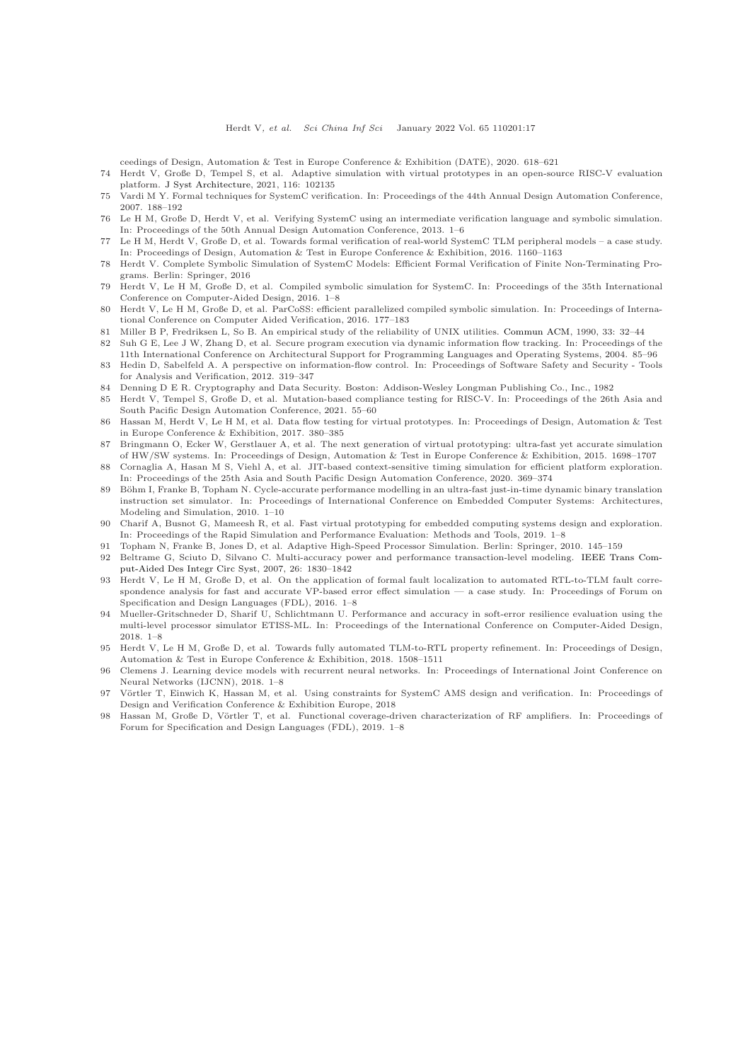ceedings of Design, Automation & Test in Europe Conference & Exhibition (DATE), 2020. 618–621

74 Herdt V, Große D, Tempel S, et al. Adaptive simulation with virtual prototypes in an open-source RISC-V evaluation platform. J Syst Architecture, 2021, 116: 102135

75 Vardi M Y. Formal techniques for SystemC verification. In: Proceedings of the 44th Annual Design Automation Conference, 2007. 188–192

76 Le H M, Große D, Herdt V, et al. Verifying SystemC using an intermediate verification language and symbolic simulation. In: Proceedings of the 50th Annual Design Automation Conference, 2013. 1–6

77 Le H M, Herdt V, Große D, et al. Towards formal verification of real-world SystemC TLM peripheral models – a case study. In: Proceedings of Design, Automation & Test in Europe Conference & Exhibition, 2016. 1160–1163

78 Herdt V. Complete Symbolic Simulation of SystemC Models: Efficient Formal Verification of Finite Non-Terminating Programs. Berlin: Springer, 2016

79 Herdt V, Le H M, Große D, et al. Compiled symbolic simulation for SystemC. In: Proceedings of the 35th International Conference on Computer-Aided Design, 2016. 1–8

80 Herdt V, Le H M, Große D, et al. ParCoSS: efficient parallelized compiled symbolic simulation. In: Proceedings of International Conference on Computer Aided Verification, 2016. 177–183

81 Miller B P, Fredriksen L, So B. An empirical study of the reliability of UNIX utilities. Commun ACM, 1990, 33: 32–44

82 Suh G E, Lee J W, Zhang D, et al. Secure program execution via dynamic information flow tracking. In: Proceedings of the 11th International Conference on Architectural Support for Programming Languages and Operating Systems, 2004. 85–96

83 Hedin D, Sabelfeld A. A perspective on information-flow control. In: Proceedings of Software Safety and Security - Tools for Analysis and Verification, 2012. 319–347

84 Denning D E R. Cryptography and Data Security. Boston: Addison-Wesley Longman Publishing Co., Inc., 1982

85 Herdt V, Tempel S, Große D, et al. Mutation-based compliance testing for RISC-V. In: Proceedings of the 26th Asia and South Pacific Design Automation Conference, 2021. 55–60

86 Hassan M, Herdt V, Le H M, et al. Data flow testing for virtual prototypes. In: Proceedings of Design, Automation & Test in Europe Conference & Exhibition, 2017. 380–385

87 Bringmann O, Ecker W, Gerstlauer A, et al. The next generation of virtual prototyping: ultra-fast yet accurate simulation of HW/SW systems. In: Proceedings of Design, Automation & Test in Europe Conference & Exhibition, 2015. 1698–1707

88 Cornaglia A, Hasan M S, Viehl A, et al. JIT-based context-sensitive timing simulation for efficient platform exploration. In: Proceedings of the 25th Asia and South Pacific Design Automation Conference, 2020. 369–374

89 Böhm I, Franke B, Topham N. Cycle-accurate performance modelling in an ultra-fast just-in-time dynamic binary translation instruction set simulator. In: Proceedings of International Conference on Embedded Computer Systems: Architectures, Modeling and Simulation, 2010. 1–10

90 Charif A, Busnot G, Mameesh R, et al. Fast virtual prototyping for embedded computing systems design and exploration. In: Proceedings of the Rapid Simulation and Performance Evaluation: Methods and Tools, 2019. 1–8

91 Topham N, Franke B, Jones D, et al. Adaptive High-Speed Processor Simulation. Berlin: Springer, 2010. 145–159

92 Beltrame G, Sciuto D, Silvano C. Multi-accuracy power and performance transaction-level modeling. IEEE Trans Comput-Aided Des Integr Circ Syst, 2007, 26: 1830–1842

93 Herdt V, Le H M, Große D, et al. On the application of formal fault localization to automated RTL-to-TLM fault correspondence analysis for fast and accurate VP-based error effect simulation — a case study. In: Proceedings of Forum on Specification and Design Languages (FDL), 2016. 1–8

94 Mueller-Gritschneder D, Sharif U, Schlichtmann U. Performance and accuracy in soft-error resilience evaluation using the multi-level processor simulator ETISS-ML. In: Proceedings of the International Conference on Computer-Aided Design, 2018. 1–8

95 Herdt V, Le H M, Große D, et al. Towards fully automated TLM-to-RTL property refinement. In: Proceedings of Design, Automation & Test in Europe Conference & Exhibition, 2018. 1508–1511

96 Clemens J. Learning device models with recurrent neural networks. In: Proceedings of International Joint Conference on Neural Networks (IJCNN), 2018. 1–8

97 Vörtler T, Einwich K, Hassan M, et al. Using constraints for SystemC AMS design and verification. In: Proceedings of Design and Verification Conference & Exhibition Europe, 2018

98 Hassan M, Große D, Vörtler T, et al. Functional coverage-driven characterization of RF amplifiers. In: Proceedings of Forum for Specification and Design Languages (FDL), 2019. 1–8